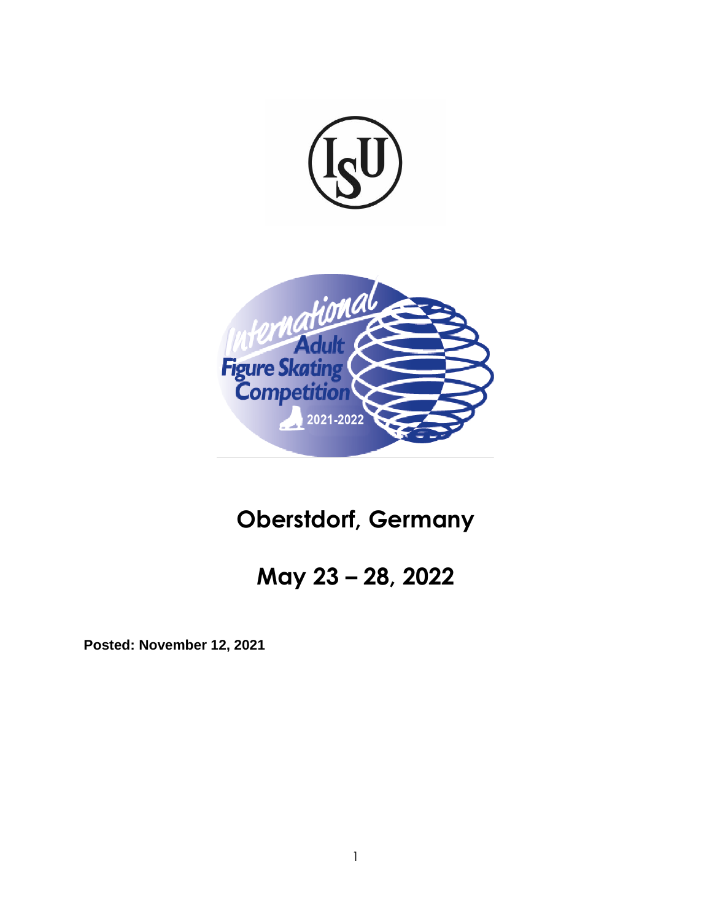# Oberstdorf, Germany

# May 23 – 28, 2022

**Posted: November 12, 2021**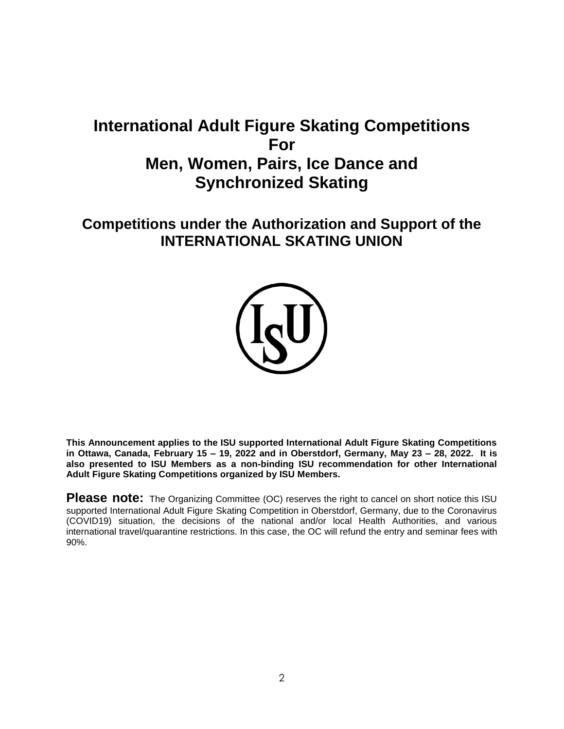# International Adult Figure Skating Competitions For Men, Women, Pairs, Ice Dance and Synchronized Skating

## Competitions under the Authorization and Support of the INTERNATIONAL SKATING UNION

**This Announcement applies to the ISU supported International Adult Figure Skating Competitions in Ottawa, Canada, February 15 – 19, 2022 and in Oberstdorf, Germany, May 23 – 28, 2022. It is also presented to ISU Members as a non-binding ISU recommendation for other International Adult Figure Skating Competitions organized by ISU Members.**

**Please note:** The Organizing Committee (OC) reserves the right to cancel on short notice this ISU supported International Adult Figure Skating Competition in Oberstdorf, Germany, due to the Coronavirus (COVID19) situation, the decisions of the national and/or local Health Authorities, and various international travel/quarantine restrictions. In this case, the OC will refund the entry and seminar fees with 90%.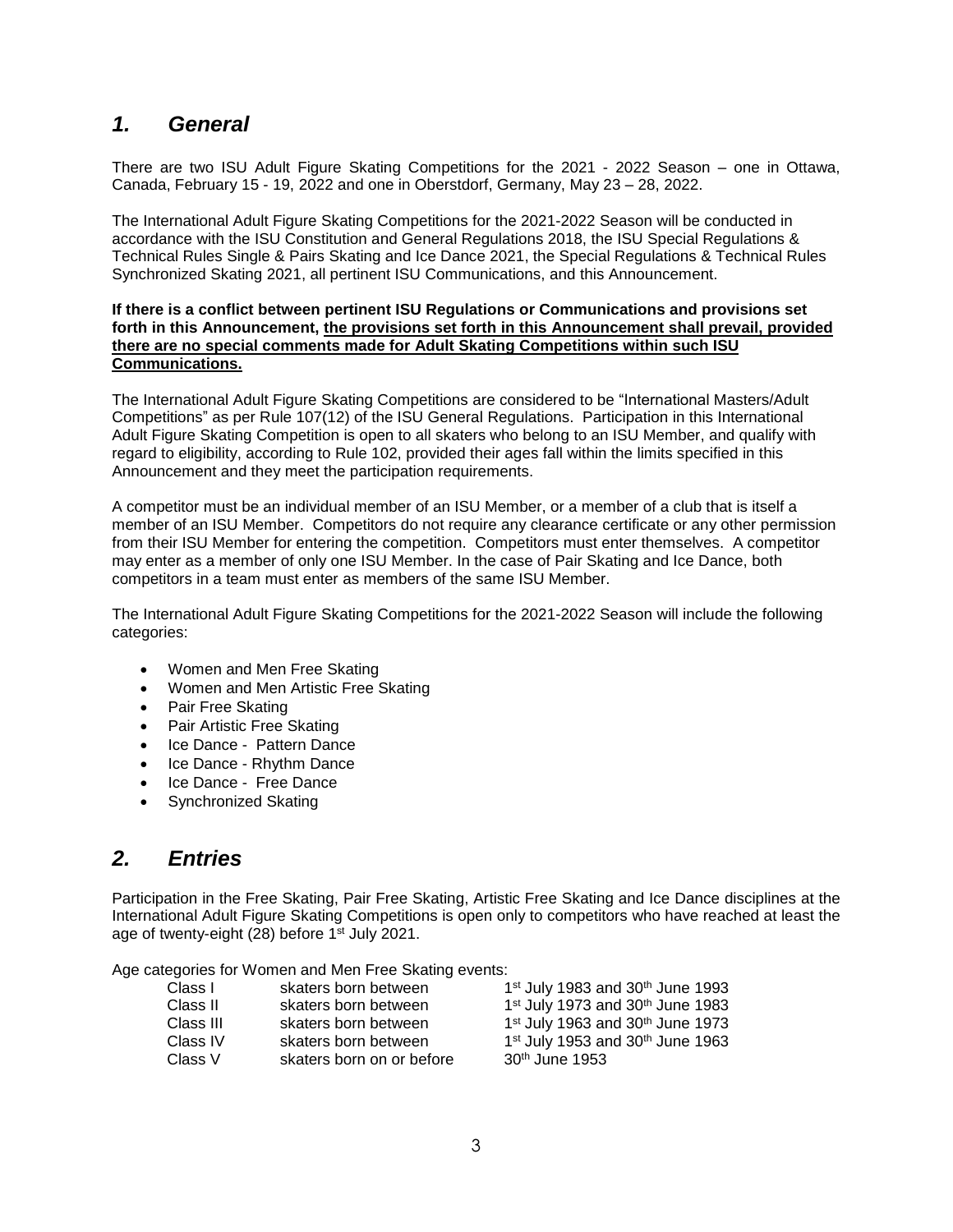## *1. General*

There are two ISU Adult Figure Skating Competitions for the 2021 - 2022 Season – one in Ottawa, Canada, February 15 - 19, 2022 and one in Oberstdorf, Germany, May 23 – 28, 2022.

The International Adult Figure Skating Competitions for the 2021-2022 Season will be conducted in accordance with the ISU Constitution and General Regulations 2018, the ISU Special Regulations & Technical Rules Single & Pairs Skating and Ice Dance 2021, the Special Regulations & Technical Rules Synchronized Skating 2021, all pertinent ISU Communications, and this Announcement.

**If there is a conflict between pertinent ISU Regulations or Communications and provisions set forth in this Announcement, <u>the provisions set forth in this Announcement shall prevail, provided there are no special comments made for Adult Skating Competitions within such ISU Communications.</u>**

The International Adult Figure Skating Competitions are considered to be "International Masters/Adult Competitions" as per Rule 107(12) of the ISU General Regulations. Participation in this International Adult Figure Skating Competition is open to all skaters who belong to an ISU Member, and qualify with regard to eligibility, according to Rule 102, provided their ages fall within the limits specified in this Announcement and they meet the participation requirements.

A competitor must be an individual member of an ISU Member, or a member of a club that is itself a member of an ISU Member. Competitors do not require any clearance certificate or any other permission from their ISU Member for entering the competition. Competitors must enter themselves. A competitor may enter as a member of only one ISU Member. In the case of Pair Skating and Ice Dance, both competitors in a team must enter as members of the same ISU Member.

The International Adult Figure Skating Competitions for the 2021-2022 Season will include the following categories:

- Women and Men Free Skating
- Women and Men Artistic Free Skating
- Pair Free Skating
- Pair Artistic Free Skating
- Ice Dance - Pattern Dance
- Ice Dance - Rhythm Dance
- Ice Dance - Free Dance
- Synchronized Skating

## *2. Entries*

Participation in the Free Skating, Pair Free Skating, Artistic Free Skating and Ice Dance disciplines at the International Adult Figure Skating Competitions is open only to competitors who have reached at least the age of twenty-eight (28) before 1st July 2021.

Age categories for Women and Men Free Skating events:

| | | |
|---|---|---|
| Class I | skaters born between | 1st July 1983 and 30th June 1993 |
| Class II | skaters born between | 1st July 1973 and 30th June 1983 |
| Class III | skaters born between | 1st July 1963 and 30th June 1973 |
| Class IV | skaters born between | 1st July 1953 and 30th June 1963 |
| Class V | skaters born on or before | 30th June 1953 |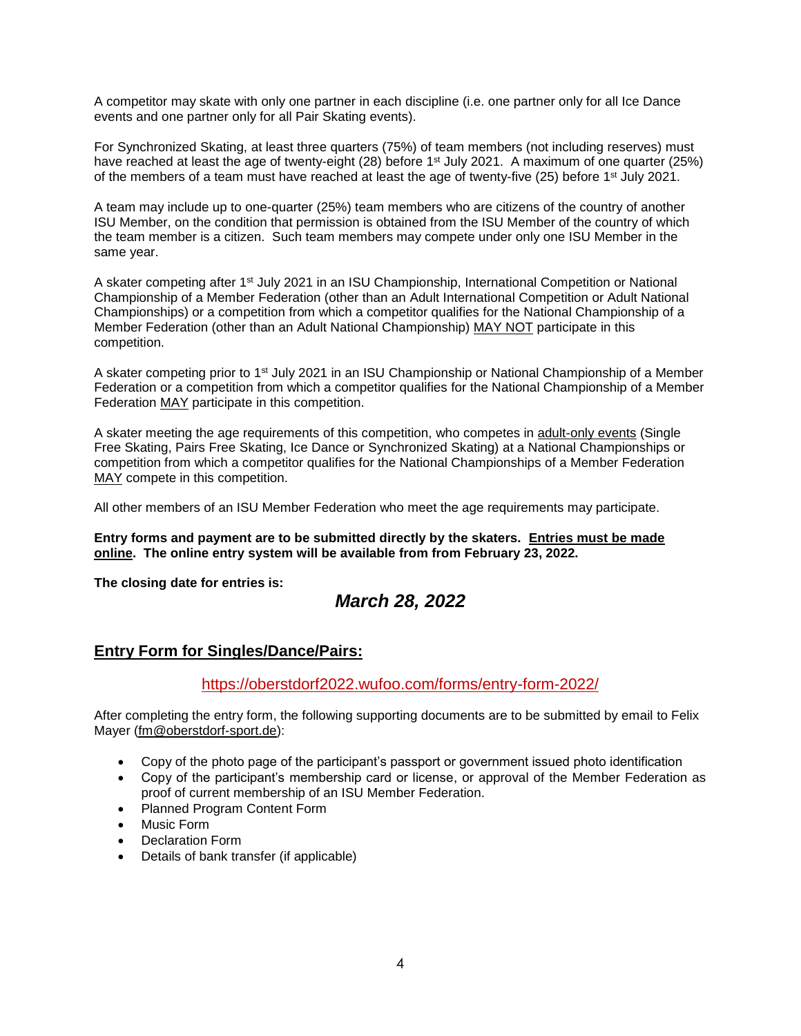A competitor may skate with only one partner in each discipline (i.e. one partner only for all Ice Dance events and one partner only for all Pair Skating events).

For Synchronized Skating, at least three quarters (75%) of team members (not including reserves) must have reached at least the age of twenty-eight (28) before 1st July 2021. A maximum of one quarter (25%) of the members of a team must have reached at least the age of twenty-five (25) before 1st July 2021.

A team may include up to one-quarter (25%) team members who are citizens of the country of another ISU Member, on the condition that permission is obtained from the ISU Member of the country of which the team member is a citizen. Such team members may compete under only one ISU Member in the same year.

A skater competing after 1st July 2021 in an ISU Championship, International Competition or National Championship of a Member Federation (other than an Adult International Competition or Adult National Championships) or a competition from which a competitor qualifies for the National Championship of a Member Federation (other than an Adult National Championship) MAY NOT participate in this competition.

A skater competing prior to 1st July 2021 in an ISU Championship or National Championship of a Member Federation or a competition from which a competitor qualifies for the National Championship of a Member Federation MAY participate in this competition.

A skater meeting the age requirements of this competition, who competes in adult-only events (Single Free Skating, Pairs Free Skating, Ice Dance or Synchronized Skating) at a National Championships or competition from which a competitor qualifies for the National Championships of a Member Federation MAY compete in this competition.

All other members of an ISU Member Federation who meet the age requirements may participate.

**Entry forms and payment are to be submitted directly by the skaters. Entries must be made online. The online entry system will be available from from February 23, 2022.**

**The closing date for entries is:**

***March 28, 2022***

## Entry Form for Singles/Dance/Pairs:

https://oberstdorf2022.wufoo.com/forms/entry-form-2022/

After completing the entry form, the following supporting documents are to be submitted by email to Felix Mayer (fm@oberstdorf-sport.de):

- Copy of the photo page of the participant's passport or government issued photo identification
- Copy of the participant's membership card or license, or approval of the Member Federation as proof of current membership of an ISU Member Federation.
- Planned Program Content Form
- Music Form
- Declaration Form
- Details of bank transfer (if applicable)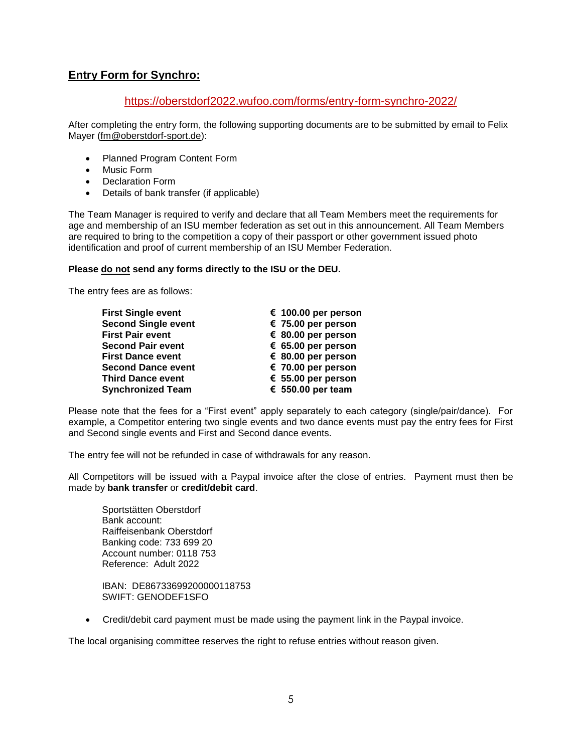## Entry Form for Synchro:

https://oberstdorf2022.wufoo.com/forms/entry-form-synchro-2022/

After completing the entry form, the following supporting documents are to be submitted by email to Felix Mayer (fm@oberstdorf-sport.de):

- Planned Program Content Form
- Music Form
- Declaration Form
- Details of bank transfer (if applicable)

The Team Manager is required to verify and declare that all Team Members meet the requirements for age and membership of an ISU member federation as set out in this announcement. All Team Members are required to bring to the competition a copy of their passport or other government issued photo identification and proof of current membership of an ISU Member Federation.

**Please do not send any forms directly to the ISU or the DEU.**

The entry fees are as follows:

| | |
|---|---|
| **First Single event** | **€ 100.00 per person** |
| **Second Single event** | **€ 75.00 per person** |
| **First Pair event** | **€ 80.00 per person** |
| **Second Pair event** | **€ 65.00 per person** |
| **First Dance event** | **€ 80.00 per person** |
| **Second Dance event** | **€ 70.00 per person** |
| **Third Dance event** | **€ 55.00 per person** |
| **Synchronized Team** | **€ 550.00 per team** |

Please note that the fees for a "First event" apply separately to each category (single/pair/dance). For example, a Competitor entering two single events and two dance events must pay the entry fees for First and Second single events and First and Second dance events.

The entry fee will not be refunded in case of withdrawals for any reason.

All Competitors will be issued with a Paypal invoice after the close of entries. Payment must then be made by **bank transfer** or **credit/debit card**.

Sportstätten Oberstdorf
Bank account:
Raiffeisenbank Oberstdorf
Banking code: 733 699 20
Account number: 0118 753
Reference: Adult 2022

IBAN: DE86733699200000118753
SWIFT: GENODEF1SFO

- Credit/debit card payment must be made using the payment link in the Paypal invoice.

The local organising committee reserves the right to refuse entries without reason given.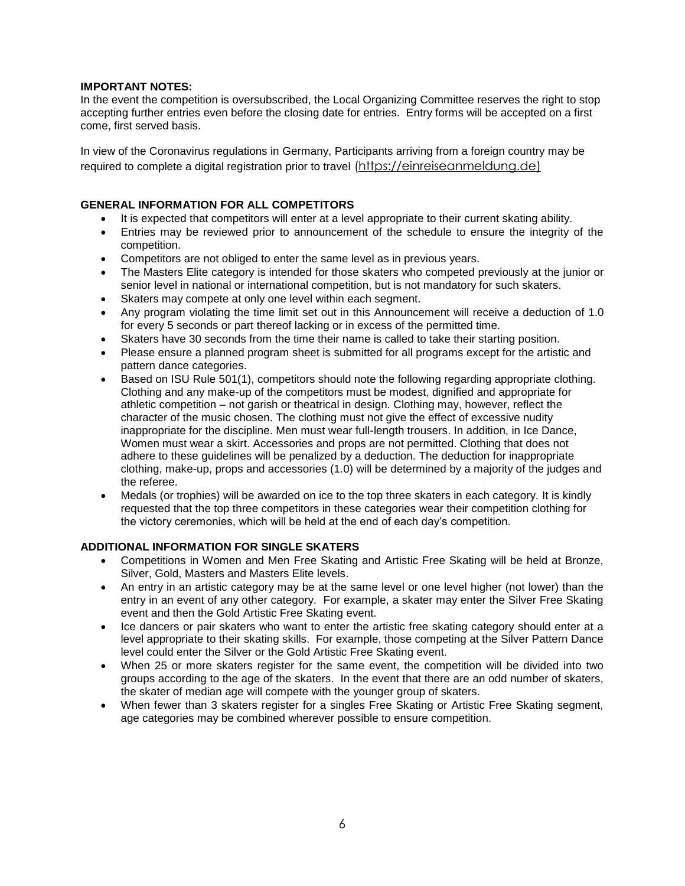**IMPORTANT NOTES:**

In the event the competition is oversubscribed, the Local Organizing Committee reserves the right to stop accepting further entries even before the closing date for entries. Entry forms will be accepted on a first come, first served basis.

In view of the Coronavirus regulations in Germany, Participants arriving from a foreign country may be required to complete a digital registration prior to travel (https://einreiseanmeldung.de)

**GENERAL INFORMATION FOR ALL COMPETITORS**

- It is expected that competitors will enter at a level appropriate to their current skating ability.
- Entries may be reviewed prior to announcement of the schedule to ensure the integrity of the competition.
- Competitors are not obliged to enter the same level as in previous years.
- The Masters Elite category is intended for those skaters who competed previously at the junior or senior level in national or international competition, but is not mandatory for such skaters.
- Skaters may compete at only one level within each segment.
- Any program violating the time limit set out in this Announcement will receive a deduction of 1.0 for every 5 seconds or part thereof lacking or in excess of the permitted time.
- Skaters have 30 seconds from the time their name is called to take their starting position.
- Please ensure a planned program sheet is submitted for all programs except for the artistic and pattern dance categories.
- Based on ISU Rule 501(1), competitors should note the following regarding appropriate clothing. Clothing and any make-up of the competitors must be modest, dignified and appropriate for athletic competition – not garish or theatrical in design. Clothing may, however, reflect the character of the music chosen. The clothing must not give the effect of excessive nudity inappropriate for the discipline. Men must wear full-length trousers. In addition, in Ice Dance, Women must wear a skirt. Accessories and props are not permitted. Clothing that does not adhere to these guidelines will be penalized by a deduction. The deduction for inappropriate clothing, make-up, props and accessories (1.0) will be determined by a majority of the judges and the referee.
- Medals (or trophies) will be awarded on ice to the top three skaters in each category. It is kindly requested that the top three competitors in these categories wear their competition clothing for the victory ceremonies, which will be held at the end of each day's competition.

**ADDITIONAL INFORMATION FOR SINGLE SKATERS**

- Competitions in Women and Men Free Skating and Artistic Free Skating will be held at Bronze, Silver, Gold, Masters and Masters Elite levels.
- An entry in an artistic category may be at the same level or one level higher (not lower) than the entry in an event of any other category. For example, a skater may enter the Silver Free Skating event and then the Gold Artistic Free Skating event.
- Ice dancers or pair skaters who want to enter the artistic free skating category should enter at a level appropriate to their skating skills. For example, those competing at the Silver Pattern Dance level could enter the Silver or the Gold Artistic Free Skating event.
- When 25 or more skaters register for the same event, the competition will be divided into two groups according to the age of the skaters. In the event that there are an odd number of skaters, the skater of median age will compete with the younger group of skaters.
- When fewer than 3 skaters register for a singles Free Skating or Artistic Free Skating segment, age categories may be combined wherever possible to ensure competition.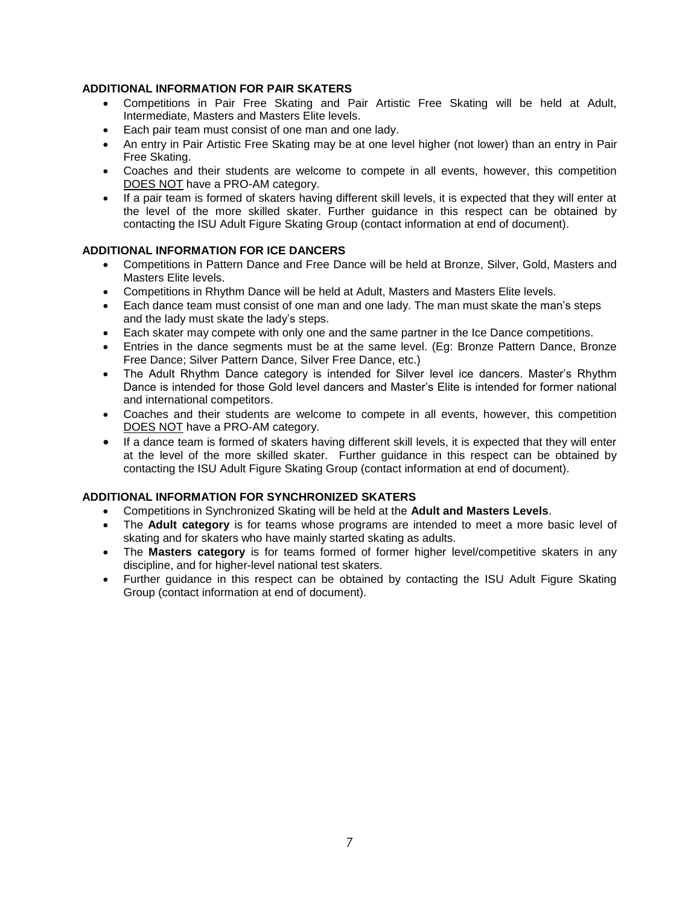**ADDITIONAL INFORMATION FOR PAIR SKATERS**

- Competitions in Pair Free Skating and Pair Artistic Free Skating will be held at Adult, Intermediate, Masters and Masters Elite levels.
- Each pair team must consist of one man and one lady.
- An entry in Pair Artistic Free Skating may be at one level higher (not lower) than an entry in Pair Free Skating.
- Coaches and their students are welcome to compete in all events, however, this competition <u>DOES NOT</u> have a PRO-AM category.
- If a pair team is formed of skaters having different skill levels, it is expected that they will enter at the level of the more skilled skater. Further guidance in this respect can be obtained by contacting the ISU Adult Figure Skating Group (contact information at end of document).

**ADDITIONAL INFORMATION FOR ICE DANCERS**

- Competitions in Pattern Dance and Free Dance will be held at Bronze, Silver, Gold, Masters and Masters Elite levels.
- Competitions in Rhythm Dance will be held at Adult, Masters and Masters Elite levels.
- Each dance team must consist of one man and one lady. The man must skate the man's steps and the lady must skate the lady's steps.
- Each skater may compete with only one and the same partner in the Ice Dance competitions.
- Entries in the dance segments must be at the same level. (Eg: Bronze Pattern Dance, Bronze Free Dance; Silver Pattern Dance, Silver Free Dance, etc.)
- The Adult Rhythm Dance category is intended for Silver level ice dancers. Master's Rhythm Dance is intended for those Gold level dancers and Master's Elite is intended for former national and international competitors.
- Coaches and their students are welcome to compete in all events, however, this competition <u>DOES NOT</u> have a PRO-AM category.
- If a dance team is formed of skaters having different skill levels, it is expected that they will enter at the level of the more skilled skater. Further guidance in this respect can be obtained by contacting the ISU Adult Figure Skating Group (contact information at end of document).

**ADDITIONAL INFORMATION FOR SYNCHRONIZED SKATERS**

- Competitions in Synchronized Skating will be held at the **Adult and Masters Levels**.
- The **Adult category** is for teams whose programs are intended to meet a more basic level of skating and for skaters who have mainly started skating as adults.
- The **Masters category** is for teams formed of former higher level/competitive skaters in any discipline, and for higher-level national test skaters.
- Further guidance in this respect can be obtained by contacting the ISU Adult Figure Skating Group (contact information at end of document).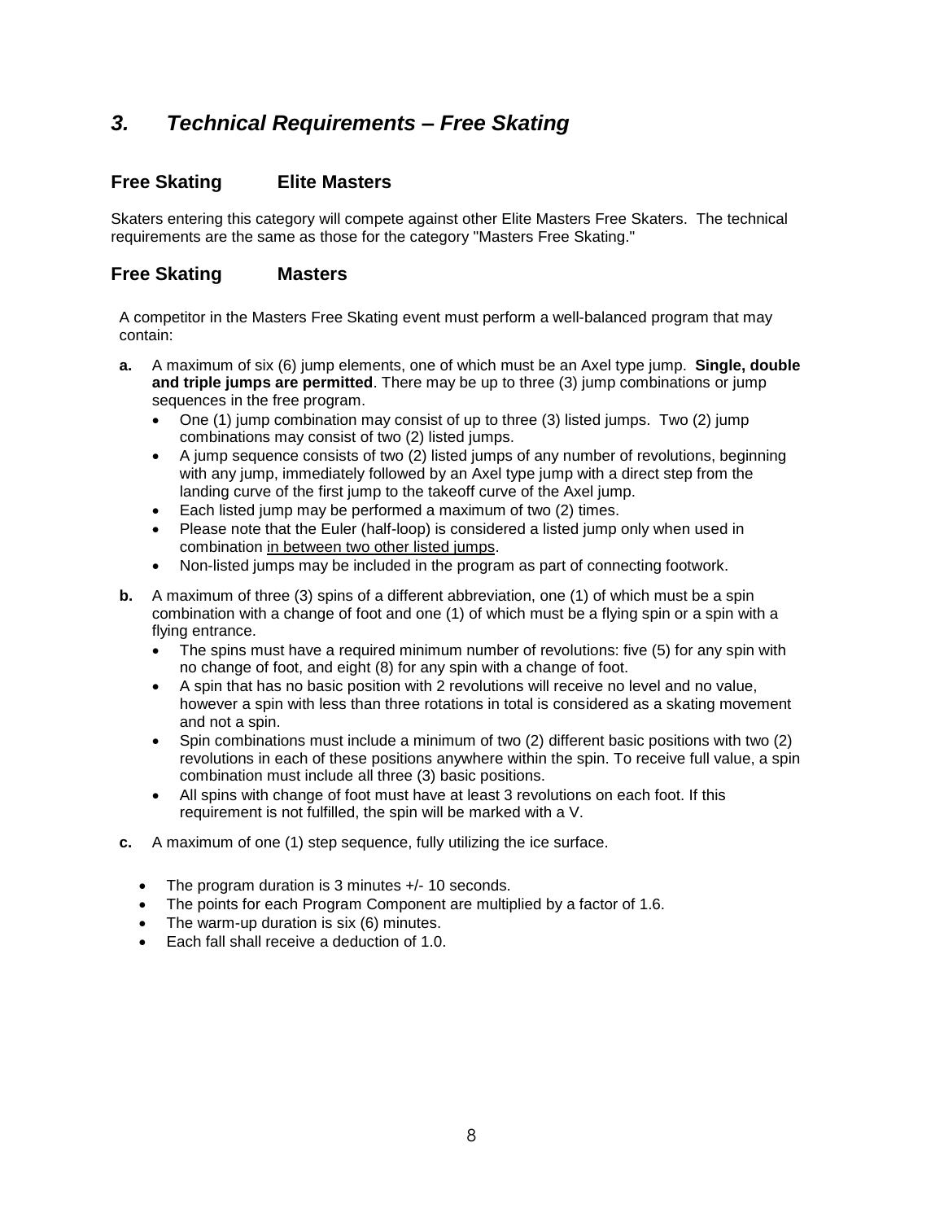## *3. Technical Requirements – Free Skating*

### Free Skating Elite Masters

Skaters entering this category will compete against other Elite Masters Free Skaters. The technical requirements are the same as those for the category "Masters Free Skating."

### Free Skating Masters

A competitor in the Masters Free Skating event must perform a well-balanced program that may contain:

**a.** A maximum of six (6) jump elements, one of which must be an Axel type jump. **Single, double and triple jumps are permitted**. There may be up to three (3) jump combinations or jump sequences in the free program.

- One (1) jump combination may consist of up to three (3) listed jumps. Two (2) jump combinations may consist of two (2) listed jumps.
- A jump sequence consists of two (2) listed jumps of any number of revolutions, beginning with any jump, immediately followed by an Axel type jump with a direct step from the landing curve of the first jump to the takeoff curve of the Axel jump.
- Each listed jump may be performed a maximum of two (2) times.
- Please note that the Euler (half-loop) is considered a listed jump only when used in combination <u>in between two other listed jumps</u>.
- Non-listed jumps may be included in the program as part of connecting footwork.

**b.** A maximum of three (3) spins of a different abbreviation, one (1) of which must be a spin combination with a change of foot and one (1) of which must be a flying spin or a spin with a flying entrance.

- The spins must have a required minimum number of revolutions: five (5) for any spin with no change of foot, and eight (8) for any spin with a change of foot.
- A spin that has no basic position with 2 revolutions will receive no level and no value, however a spin with less than three rotations in total is considered as a skating movement and not a spin.
- Spin combinations must include a minimum of two (2) different basic positions with two (2) revolutions in each of these positions anywhere within the spin. To receive full value, a spin combination must include all three (3) basic positions.
- All spins with change of foot must have at least 3 revolutions on each foot. If this requirement is not fulfilled, the spin will be marked with a V.

**c.** A maximum of one (1) step sequence, fully utilizing the ice surface.

- The program duration is 3 minutes +/- 10 seconds.
- The points for each Program Component are multiplied by a factor of 1.6.
- The warm-up duration is six (6) minutes.
- Each fall shall receive a deduction of 1.0.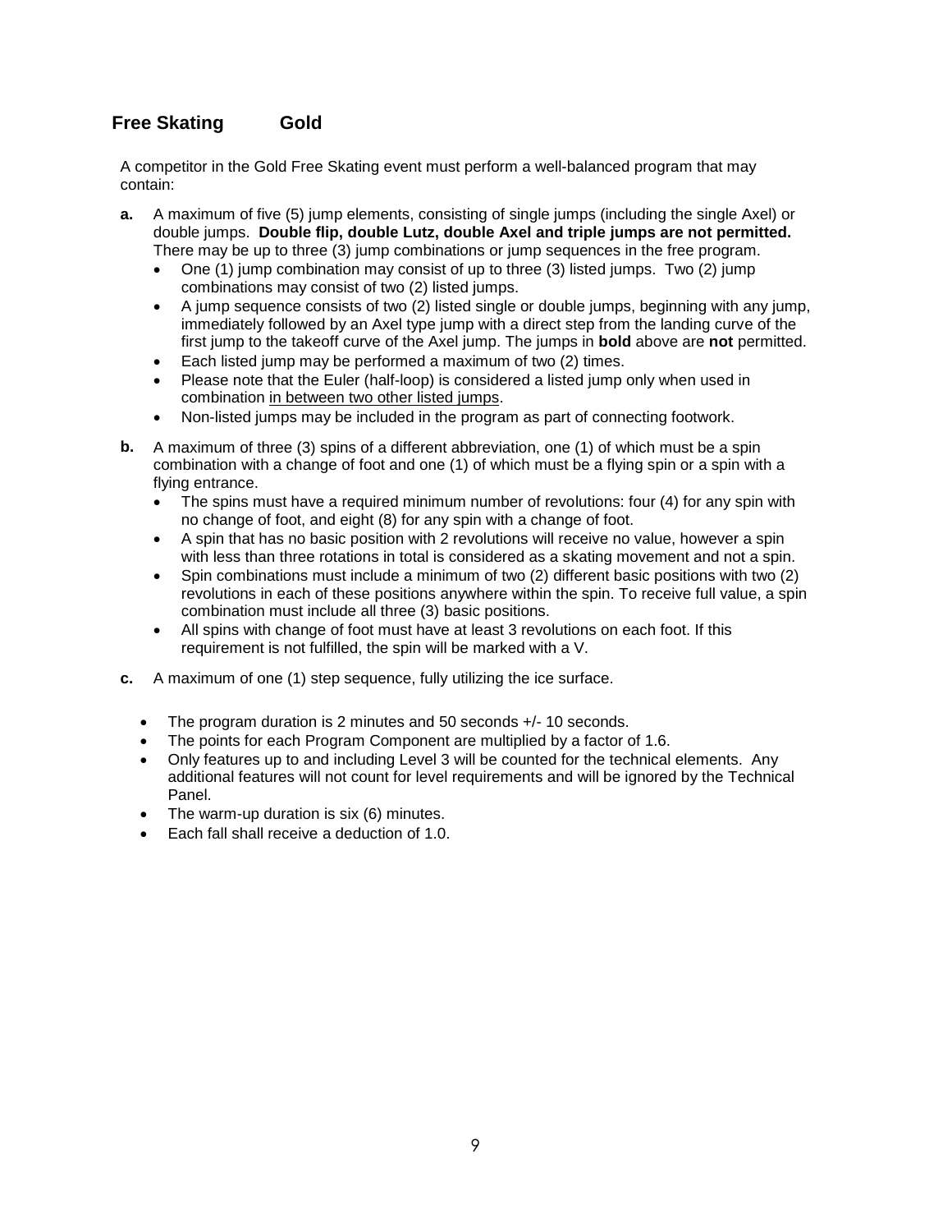## Free Skating Gold

A competitor in the Gold Free Skating event must perform a well-balanced program that may contain:

**a.** A maximum of five (5) jump elements, consisting of single jumps (including the single Axel) or double jumps. **Double flip, double Lutz, double Axel and triple jumps are not permitted.** There may be up to three (3) jump combinations or jump sequences in the free program.

- One (1) jump combination may consist of up to three (3) listed jumps. Two (2) jump combinations may consist of two (2) listed jumps.
- A jump sequence consists of two (2) listed single or double jumps, beginning with any jump, immediately followed by an Axel type jump with a direct step from the landing curve of the first jump to the takeoff curve of the Axel jump. The jumps in **bold** above are **not** permitted.
- Each listed jump may be performed a maximum of two (2) times.
- Please note that the Euler (half-loop) is considered a listed jump only when used in combination <u>in between two other listed jumps</u>.
- Non-listed jumps may be included in the program as part of connecting footwork.

**b.** A maximum of three (3) spins of a different abbreviation, one (1) of which must be a spin combination with a change of foot and one (1) of which must be a flying spin or a spin with a flying entrance.

- The spins must have a required minimum number of revolutions: four (4) for any spin with no change of foot, and eight (8) for any spin with a change of foot.
- A spin that has no basic position with 2 revolutions will receive no value, however a spin with less than three rotations in total is considered as a skating movement and not a spin.
- Spin combinations must include a minimum of two (2) different basic positions with two (2) revolutions in each of these positions anywhere within the spin. To receive full value, a spin combination must include all three (3) basic positions.
- All spins with change of foot must have at least 3 revolutions on each foot. If this requirement is not fulfilled, the spin will be marked with a V.

**c.** A maximum of one (1) step sequence, fully utilizing the ice surface.

- The program duration is 2 minutes and 50 seconds +/- 10 seconds.
- The points for each Program Component are multiplied by a factor of 1.6.
- Only features up to and including Level 3 will be counted for the technical elements. Any additional features will not count for level requirements and will be ignored by the Technical Panel.
- The warm-up duration is six (6) minutes.
- Each fall shall receive a deduction of 1.0.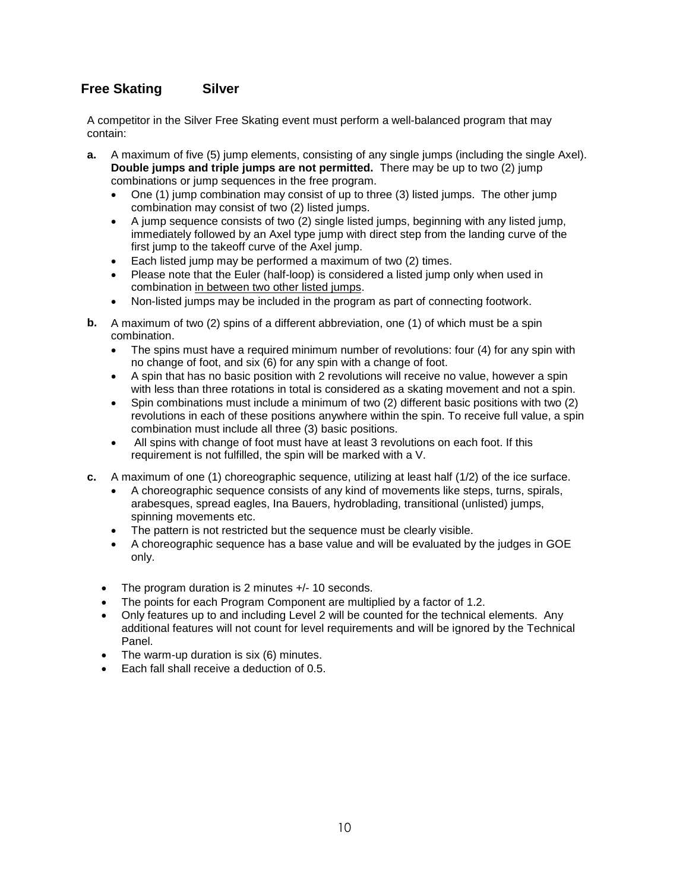## Free Skating Silver

A competitor in the Silver Free Skating event must perform a well-balanced program that may contain:

**a.** A maximum of five (5) jump elements, consisting of any single jumps (including the single Axel). **Double jumps and triple jumps are not permitted.** There may be up to two (2) jump combinations or jump sequences in the free program.

- One (1) jump combination may consist of up to three (3) listed jumps. The other jump combination may consist of two (2) listed jumps.
- A jump sequence consists of two (2) single listed jumps, beginning with any listed jump, immediately followed by an Axel type jump with direct step from the landing curve of the first jump to the takeoff curve of the Axel jump.
- Each listed jump may be performed a maximum of two (2) times.
- Please note that the Euler (half-loop) is considered a listed jump only when used in combination <u>in between two other listed jumps</u>.
- Non-listed jumps may be included in the program as part of connecting footwork.

**b.** A maximum of two (2) spins of a different abbreviation, one (1) of which must be a spin combination.

- The spins must have a required minimum number of revolutions: four (4) for any spin with no change of foot, and six (6) for any spin with a change of foot.
- A spin that has no basic position with 2 revolutions will receive no value, however a spin with less than three rotations in total is considered as a skating movement and not a spin.
- Spin combinations must include a minimum of two (2) different basic positions with two (2) revolutions in each of these positions anywhere within the spin. To receive full value, a spin combination must include all three (3) basic positions.
- All spins with change of foot must have at least 3 revolutions on each foot. If this requirement is not fulfilled, the spin will be marked with a V.

**c.** A maximum of one (1) choreographic sequence, utilizing at least half (1/2) of the ice surface.

- A choreographic sequence consists of any kind of movements like steps, turns, spirals, arabesques, spread eagles, Ina Bauers, hydroblading, transitional (unlisted) jumps, spinning movements etc.
- The pattern is not restricted but the sequence must be clearly visible.
- A choreographic sequence has a base value and will be evaluated by the judges in GOE only.

- The program duration is 2 minutes +/- 10 seconds.
- The points for each Program Component are multiplied by a factor of 1.2.
- Only features up to and including Level 2 will be counted for the technical elements. Any additional features will not count for level requirements and will be ignored by the Technical Panel.
- The warm-up duration is six (6) minutes.
- Each fall shall receive a deduction of 0.5.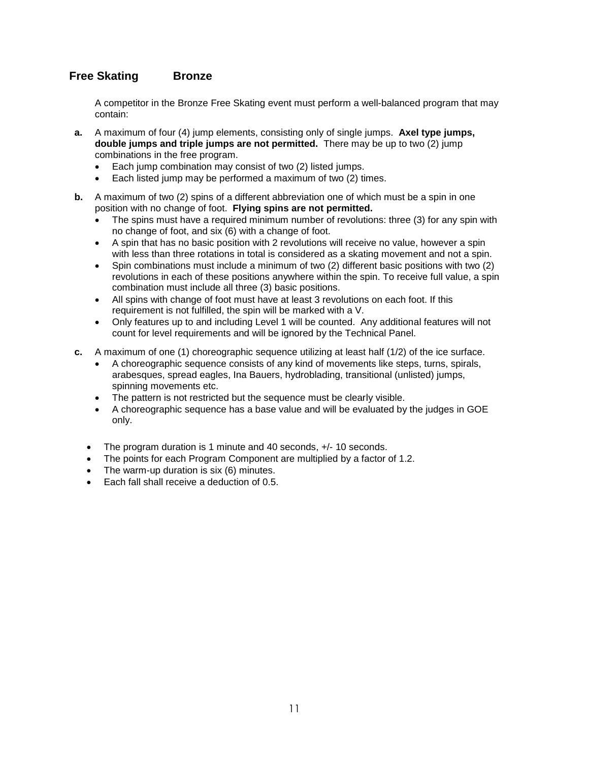## Free Skating Bronze

A competitor in the Bronze Free Skating event must perform a well-balanced program that may contain:

**a.** A maximum of four (4) jump elements, consisting only of single jumps. **Axel type jumps, double jumps and triple jumps are not permitted.** There may be up to two (2) jump combinations in the free program.

- Each jump combination may consist of two (2) listed jumps.
- Each listed jump may be performed a maximum of two (2) times.

**b.** A maximum of two (2) spins of a different abbreviation one of which must be a spin in one position with no change of foot. **Flying spins are not permitted.**

- The spins must have a required minimum number of revolutions: three (3) for any spin with no change of foot, and six (6) with a change of foot.
- A spin that has no basic position with 2 revolutions will receive no value, however a spin with less than three rotations in total is considered as a skating movement and not a spin.
- Spin combinations must include a minimum of two (2) different basic positions with two (2) revolutions in each of these positions anywhere within the spin. To receive full value, a spin combination must include all three (3) basic positions.
- All spins with change of foot must have at least 3 revolutions on each foot. If this requirement is not fulfilled, the spin will be marked with a V.
- Only features up to and including Level 1 will be counted. Any additional features will not count for level requirements and will be ignored by the Technical Panel.

**c.** A maximum of one (1) choreographic sequence utilizing at least half (1/2) of the ice surface.

- A choreographic sequence consists of any kind of movements like steps, turns, spirals, arabesques, spread eagles, Ina Bauers, hydroblading, transitional (unlisted) jumps, spinning movements etc.
- The pattern is not restricted but the sequence must be clearly visible.
- A choreographic sequence has a base value and will be evaluated by the judges in GOE only.

- The program duration is 1 minute and 40 seconds, +/- 10 seconds.
- The points for each Program Component are multiplied by a factor of 1.2.
- The warm-up duration is six (6) minutes.
- Each fall shall receive a deduction of 0.5.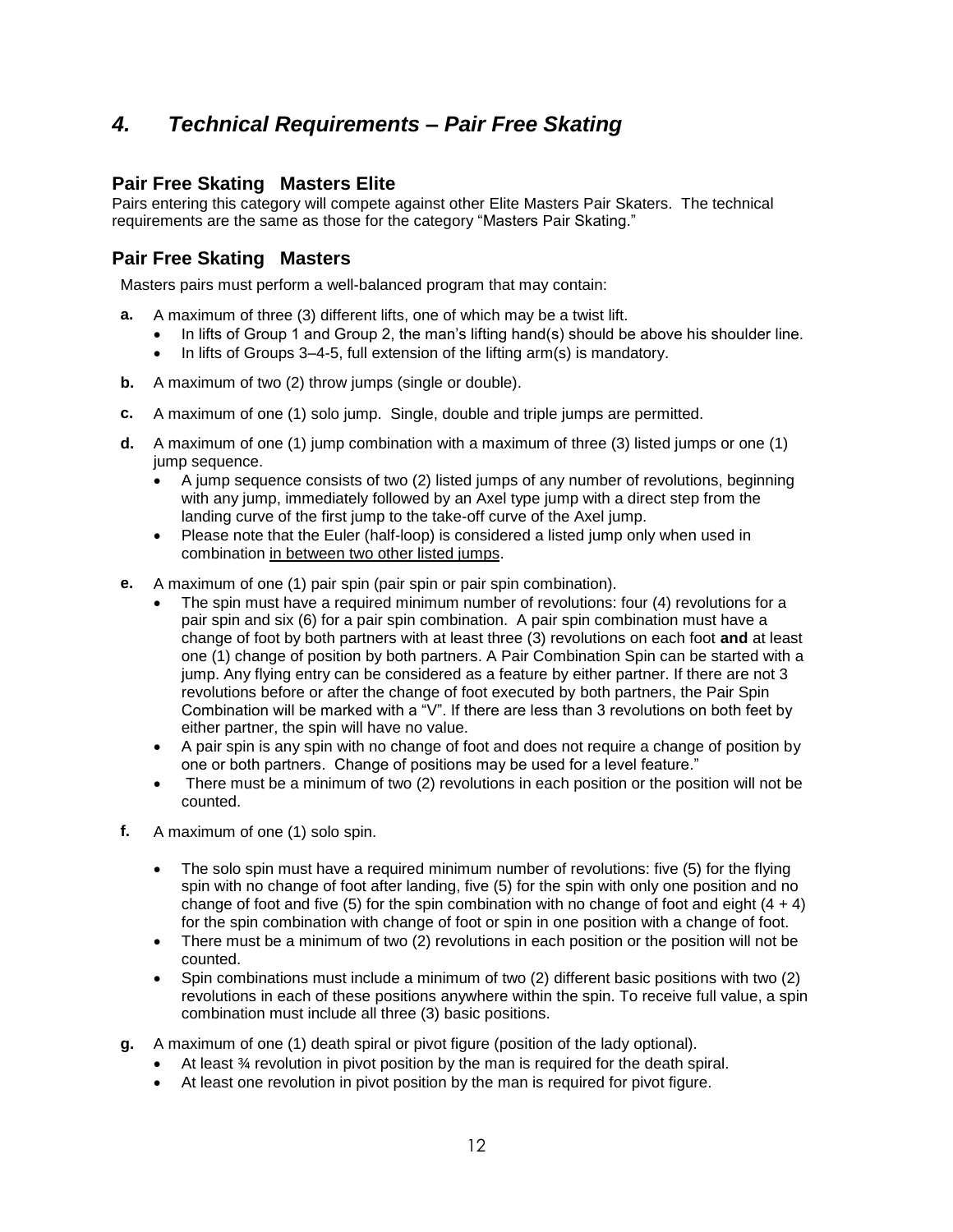# *4. Technical Requirements – Pair Free Skating*

## Pair Free Skating Masters Elite

Pairs entering this category will compete against other Elite Masters Pair Skaters. The technical requirements are the same as those for the category "Masters Pair Skating."

## Pair Free Skating Masters

Masters pairs must perform a well-balanced program that may contain:

**a.** A maximum of three (3) different lifts, one of which may be a twist lift.
- In lifts of Group 1 and Group 2, the man's lifting hand(s) should be above his shoulder line.
- In lifts of Groups 3–4-5, full extension of the lifting arm(s) is mandatory.

**b.** A maximum of two (2) throw jumps (single or double).

**c.** A maximum of one (1) solo jump. Single, double and triple jumps are permitted.

**d.** A maximum of one (1) jump combination with a maximum of three (3) listed jumps or one (1) jump sequence.
- A jump sequence consists of two (2) listed jumps of any number of revolutions, beginning with any jump, immediately followed by an Axel type jump with a direct step from the landing curve of the first jump to the take-off curve of the Axel jump.
- Please note that the Euler (half-loop) is considered a listed jump only when used in combination <u>in between two other listed jumps</u>.

**e.** A maximum of one (1) pair spin (pair spin or pair spin combination).
- The spin must have a required minimum number of revolutions: four (4) revolutions for a pair spin and six (6) for a pair spin combination. A pair spin combination must have a change of foot by both partners with at least three (3) revolutions on each foot **and** at least one (1) change of position by both partners. A Pair Combination Spin can be started with a jump. Any flying entry can be considered as a feature by either partner. If there are not 3 revolutions before or after the change of foot executed by both partners, the Pair Spin Combination will be marked with a "V". If there are less than 3 revolutions on both feet by either partner, the spin will have no value.
- A pair spin is any spin with no change of foot and does not require a change of position by one or both partners. Change of positions may be used for a level feature."
- There must be a minimum of two (2) revolutions in each position or the position will not be counted.

**f.** A maximum of one (1) solo spin.
- The solo spin must have a required minimum number of revolutions: five (5) for the flying spin with no change of foot after landing, five (5) for the spin with only one position and no change of foot and five (5) for the spin combination with no change of foot and eight (4 + 4) for the spin combination with change of foot or spin in one position with a change of foot.
- There must be a minimum of two (2) revolutions in each position or the position will not be counted.
- Spin combinations must include a minimum of two (2) different basic positions with two (2) revolutions in each of these positions anywhere within the spin. To receive full value, a spin combination must include all three (3) basic positions.

**g.** A maximum of one (1) death spiral or pivot figure (position of the lady optional).
- At least ¾ revolution in pivot position by the man is required for the death spiral.
- At least one revolution in pivot position by the man is required for pivot figure.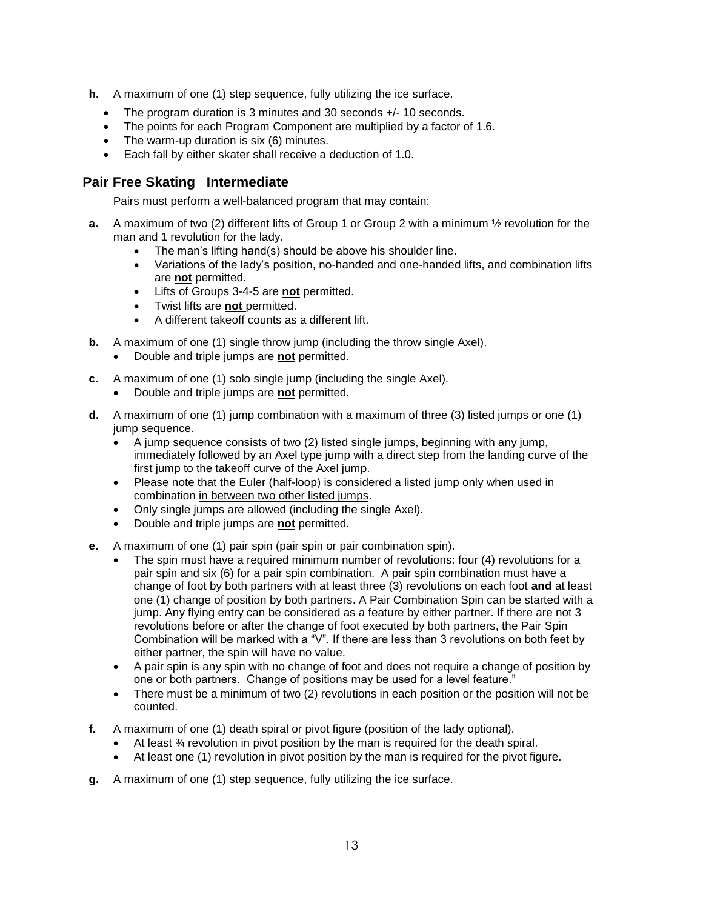**h.** A maximum of one (1) step sequence, fully utilizing the ice surface.

- The program duration is 3 minutes and 30 seconds +/- 10 seconds.
- The points for each Program Component are multiplied by a factor of 1.6.
- The warm-up duration is six (6) minutes.
- Each fall by either skater shall receive a deduction of 1.0.

## Pair Free Skating   Intermediate

Pairs must perform a well-balanced program that may contain:

**a.** A maximum of two (2) different lifts of Group 1 or Group 2 with a minimum ½ revolution for the man and 1 revolution for the lady.

- The man's lifting hand(s) should be above his shoulder line.
- Variations of the lady's position, no-handed and one-handed lifts, and combination lifts are **not** permitted.
- Lifts of Groups 3-4-5 are **not** permitted.
- Twist lifts are **not** permitted.
- A different takeoff counts as a different lift.

**b.** A maximum of one (1) single throw jump (including the throw single Axel).

- Double and triple jumps are **not** permitted.

**c.** A maximum of one (1) solo single jump (including the single Axel).

- Double and triple jumps are **not** permitted.

**d.** A maximum of one (1) jump combination with a maximum of three (3) listed jumps or one (1) jump sequence.

- A jump sequence consists of two (2) listed single jumps, beginning with any jump, immediately followed by an Axel type jump with a direct step from the landing curve of the first jump to the takeoff curve of the Axel jump.
- Please note that the Euler (half-loop) is considered a listed jump only when used in combination in between two other listed jumps.
- Only single jumps are allowed (including the single Axel).
- Double and triple jumps are **not** permitted.

**e.** A maximum of one (1) pair spin (pair spin or pair combination spin).

- The spin must have a required minimum number of revolutions: four (4) revolutions for a pair spin and six (6) for a pair spin combination. A pair spin combination must have a change of foot by both partners with at least three (3) revolutions on each foot **and** at least one (1) change of position by both partners. A Pair Combination Spin can be started with a jump. Any flying entry can be considered as a feature by either partner. If there are not 3 revolutions before or after the change of foot executed by both partners, the Pair Spin Combination will be marked with a "V". If there are less than 3 revolutions on both feet by either partner, the spin will have no value.
- A pair spin is any spin with no change of foot and does not require a change of position by one or both partners. Change of positions may be used for a level feature."
- There must be a minimum of two (2) revolutions in each position or the position will not be counted.

**f.** A maximum of one (1) death spiral or pivot figure (position of the lady optional).

- At least ¾ revolution in pivot position by the man is required for the death spiral.
- At least one (1) revolution in pivot position by the man is required for the pivot figure.

**g.** A maximum of one (1) step sequence, fully utilizing the ice surface.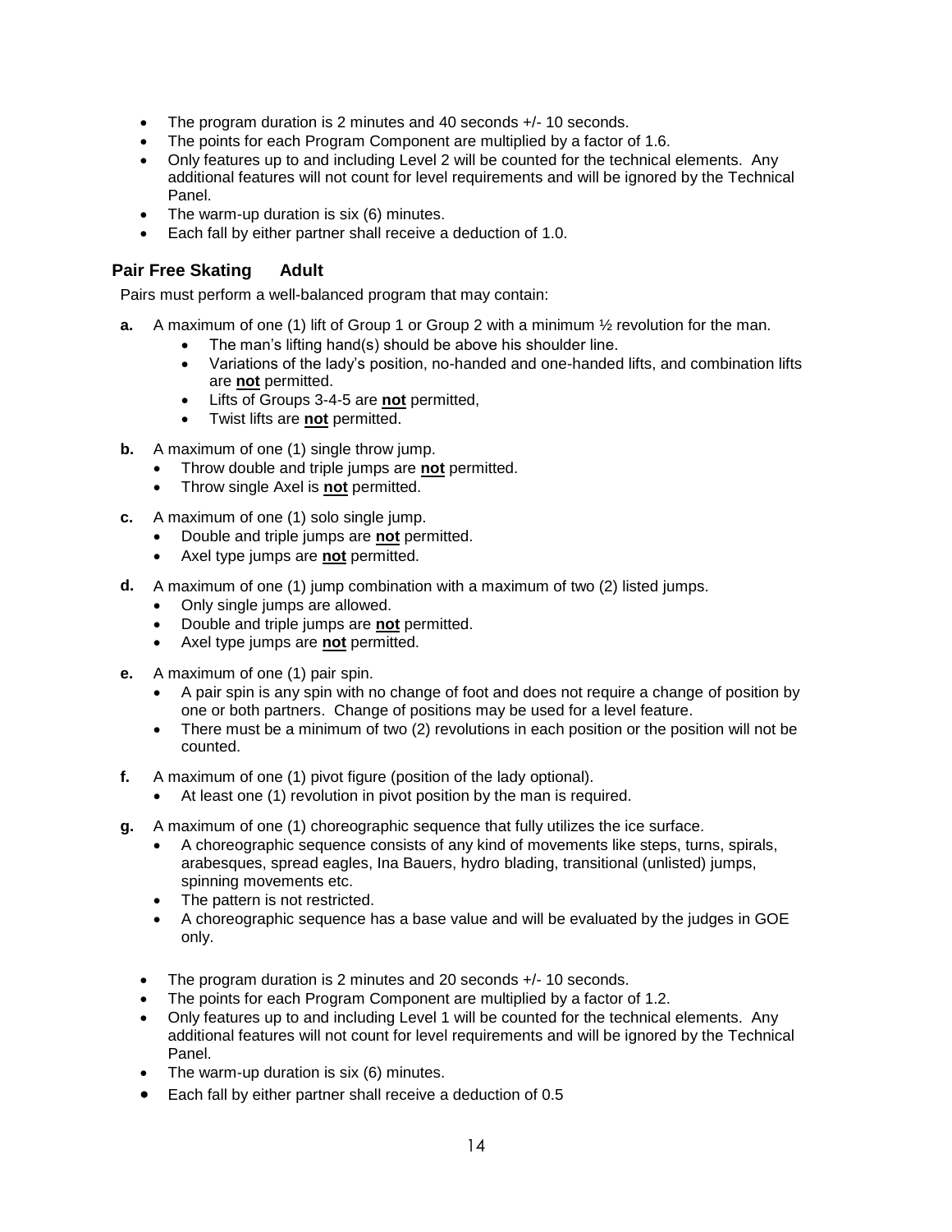- The program duration is 2 minutes and 40 seconds +/- 10 seconds.
- The points for each Program Component are multiplied by a factor of 1.6.
- Only features up to and including Level 2 will be counted for the technical elements. Any additional features will not count for level requirements and will be ignored by the Technical Panel.
- The warm-up duration is six (6) minutes.
- Each fall by either partner shall receive a deduction of 1.0.

## Pair Free Skating Adult

Pairs must perform a well-balanced program that may contain:

**a.** A maximum of one (1) lift of Group 1 or Group 2 with a minimum ½ revolution for the man.
- The man's lifting hand(s) should be above his shoulder line.
- Variations of the lady's position, no-handed and one-handed lifts, and combination lifts are **not** permitted.
- Lifts of Groups 3-4-5 are **not** permitted,
- Twist lifts are **not** permitted.

**b.** A maximum of one (1) single throw jump.
- Throw double and triple jumps are **not** permitted.
- Throw single Axel is **not** permitted.

**c.** A maximum of one (1) solo single jump.
- Double and triple jumps are **not** permitted.
- Axel type jumps are **not** permitted.

**d.** A maximum of one (1) jump combination with a maximum of two (2) listed jumps.
- Only single jumps are allowed.
- Double and triple jumps are **not** permitted.
- Axel type jumps are **not** permitted.

**e.** A maximum of one (1) pair spin.
- A pair spin is any spin with no change of foot and does not require a change of position by one or both partners. Change of positions may be used for a level feature.
- There must be a minimum of two (2) revolutions in each position or the position will not be counted.

**f.** A maximum of one (1) pivot figure (position of the lady optional).
- At least one (1) revolution in pivot position by the man is required.

**g.** A maximum of one (1) choreographic sequence that fully utilizes the ice surface.
- A choreographic sequence consists of any kind of movements like steps, turns, spirals, arabesques, spread eagles, Ina Bauers, hydro blading, transitional (unlisted) jumps, spinning movements etc.
- The pattern is not restricted.
- A choreographic sequence has a base value and will be evaluated by the judges in GOE only.

- The program duration is 2 minutes and 20 seconds +/- 10 seconds.
- The points for each Program Component are multiplied by a factor of 1.2.
- Only features up to and including Level 1 will be counted for the technical elements. Any additional features will not count for level requirements and will be ignored by the Technical Panel.
- The warm-up duration is six (6) minutes.
- Each fall by either partner shall receive a deduction of 0.5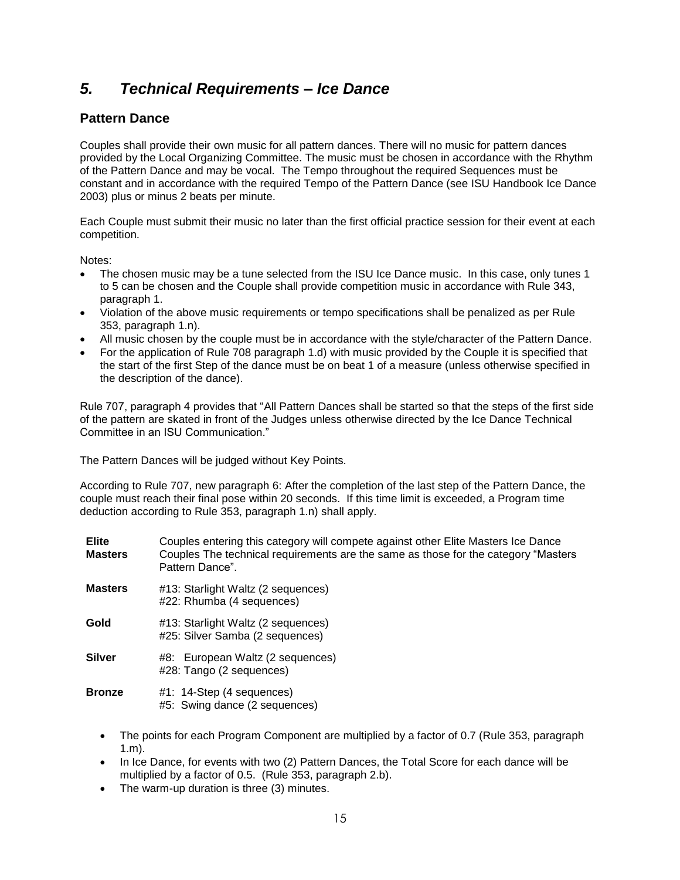# *5. Technical Requirements – Ice Dance*

## Pattern Dance

Couples shall provide their own music for all pattern dances. There will no music for pattern dances provided by the Local Organizing Committee. The music must be chosen in accordance with the Rhythm of the Pattern Dance and may be vocal. The Tempo throughout the required Sequences must be constant and in accordance with the required Tempo of the Pattern Dance (see ISU Handbook Ice Dance 2003) plus or minus 2 beats per minute.

Each Couple must submit their music no later than the first official practice session for their event at each competition.

Notes:

- The chosen music may be a tune selected from the ISU Ice Dance music. In this case, only tunes 1 to 5 can be chosen and the Couple shall provide competition music in accordance with Rule 343, paragraph 1.
- Violation of the above music requirements or tempo specifications shall be penalized as per Rule 353, paragraph 1.n).
- All music chosen by the couple must be in accordance with the style/character of the Pattern Dance.
- For the application of Rule 708 paragraph 1.d) with music provided by the Couple it is specified that the start of the first Step of the dance must be on beat 1 of a measure (unless otherwise specified in the description of the dance).

Rule 707, paragraph 4 provides that "All Pattern Dances shall be started so that the steps of the first side of the pattern are skated in front of the Judges unless otherwise directed by the Ice Dance Technical Committee in an ISU Communication."

The Pattern Dances will be judged without Key Points.

According to Rule 707, new paragraph 6: After the completion of the last step of the Pattern Dance, the couple must reach their final pose within 20 seconds. If this time limit is exceeded, a Program time deduction according to Rule 353, paragraph 1.n) shall apply.

| | |
|---|---|
| **Elite Masters** | Couples entering this category will compete against other Elite Masters Ice Dance Couples The technical requirements are the same as those for the category "Masters Pattern Dance". |
| **Masters** | #13: Starlight Waltz (2 sequences)<br>#22: Rhumba (4 sequences) |
| **Gold** | #13: Starlight Waltz (2 sequences)<br>#25: Silver Samba (2 sequences) |
| **Silver** | #8: European Waltz (2 sequences)<br>#28: Tango (2 sequences) |
| **Bronze** | #1: 14-Step (4 sequences)<br>#5: Swing dance (2 sequences) |

- The points for each Program Component are multiplied by a factor of 0.7 (Rule 353, paragraph 1.m).
- In Ice Dance, for events with two (2) Pattern Dances, the Total Score for each dance will be multiplied by a factor of 0.5. (Rule 353, paragraph 2.b).
- The warm-up duration is three (3) minutes.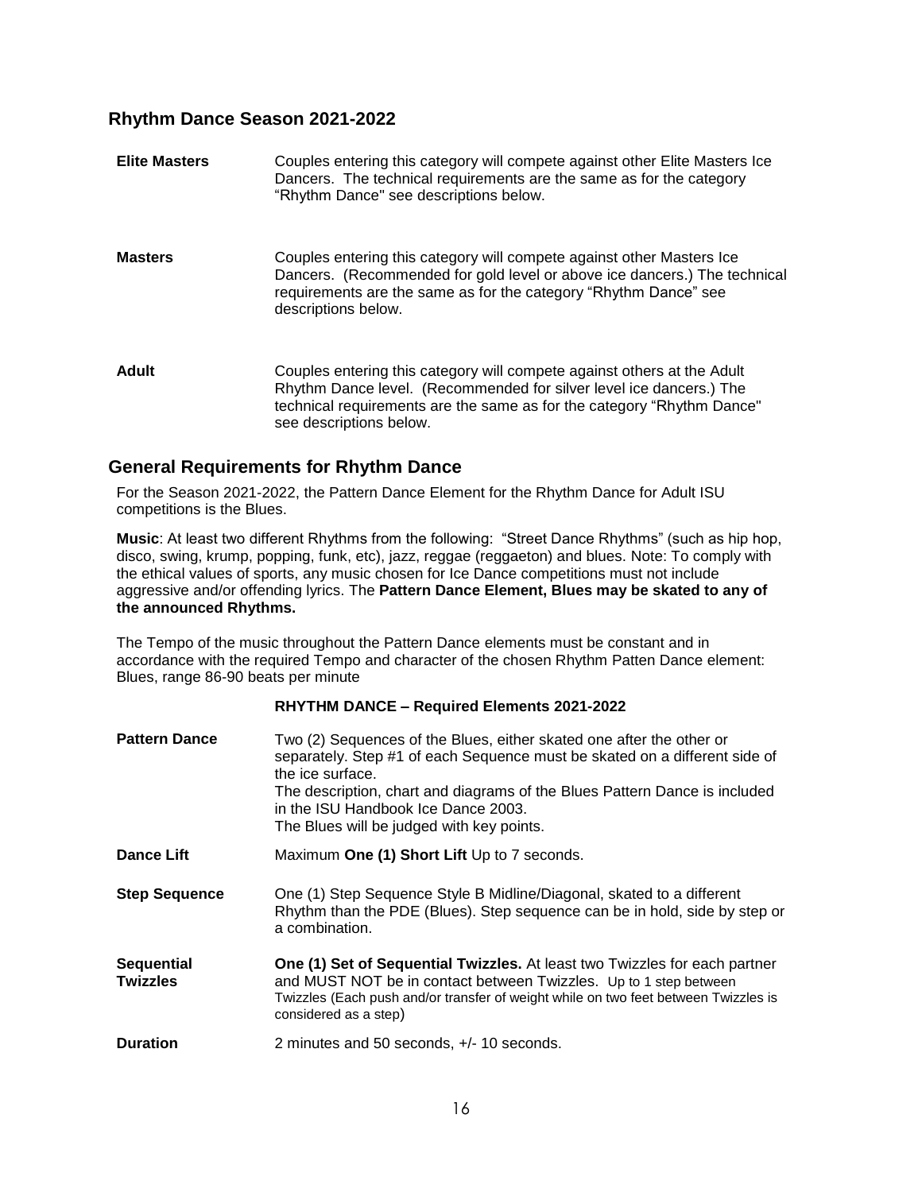## Rhythm Dance Season 2021-2022

| | |
|---|---|
| **Elite Masters** | Couples entering this category will compete against other Elite Masters Ice Dancers. The technical requirements are the same as for the category "Rhythm Dance" see descriptions below. |
| **Masters** | Couples entering this category will compete against other Masters Ice Dancers. (Recommended for gold level or above ice dancers.) The technical requirements are the same as for the category "Rhythm Dance" see descriptions below. |
| **Adult** | Couples entering this category will compete against others at the Adult Rhythm Dance level. (Recommended for silver level ice dancers.) The technical requirements are the same as for the category "Rhythm Dance" see descriptions below. |

## General Requirements for Rhythm Dance

For the Season 2021-2022, the Pattern Dance Element for the Rhythm Dance for Adult ISU competitions is the Blues.

**Music**: At least two different Rhythms from the following: "Street Dance Rhythms" (such as hip hop, disco, swing, krump, popping, funk, etc), jazz, reggae (reggaeton) and blues. Note: To comply with the ethical values of sports, any music chosen for Ice Dance competitions must not include aggressive and/or offending lyrics. The **Pattern Dance Element, Blues may be skated to any of the announced Rhythms.**

The Tempo of the music throughout the Pattern Dance elements must be constant and in accordance with the required Tempo and character of the chosen Rhythm Patten Dance element: Blues, range 86-90 beats per minute

**RHYTHM DANCE – Required Elements 2021-2022**

| | |
|---|---|
| **Pattern Dance** | Two (2) Sequences of the Blues, either skated one after the other or separately. Step #1 of each Sequence must be skated on a different side of the ice surface.<br>The description, chart and diagrams of the Blues Pattern Dance is included in the ISU Handbook Ice Dance 2003.<br>The Blues will be judged with key points. |
| **Dance Lift** | Maximum **One (1) Short Lift** Up to 7 seconds. |
| **Step Sequence** | One (1) Step Sequence Style B Midline/Diagonal, skated to a different Rhythm than the PDE (Blues). Step sequence can be in hold, side by step or a combination. |
| **Sequential Twizzles** | **One (1) Set of Sequential Twizzles.** At least two Twizzles for each partner and MUST NOT be in contact between Twizzles. Up to 1 step between Twizzles (Each push and/or transfer of weight while on two feet between Twizzles is considered as a step) |
| **Duration** | 2 minutes and 50 seconds, +/- 10 seconds. |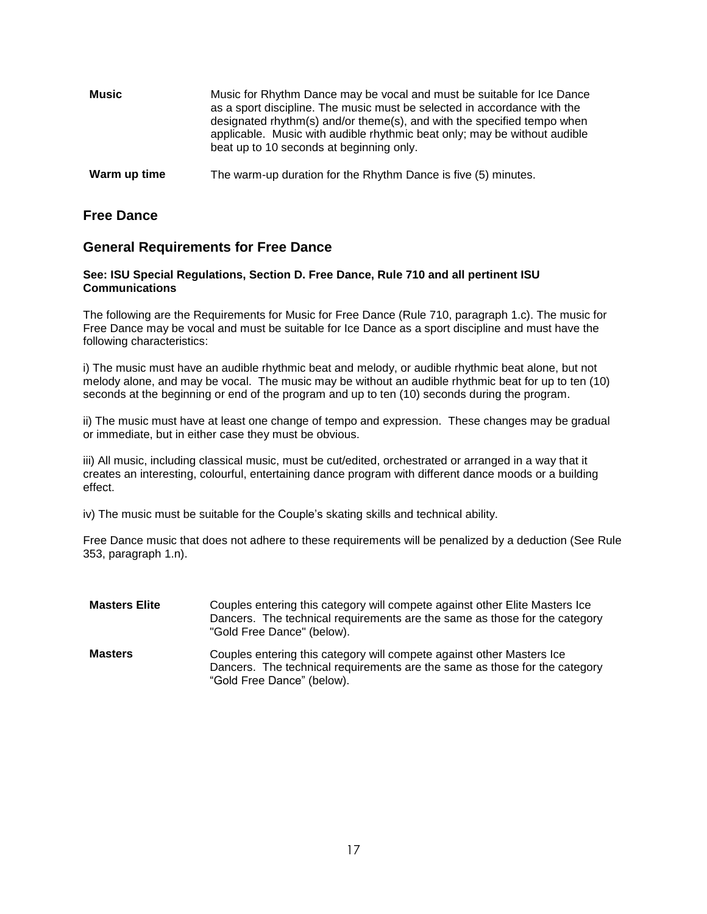**Music** Music for Rhythm Dance may be vocal and must be suitable for Ice Dance as a sport discipline. The music must be selected in accordance with the designated rhythm(s) and/or theme(s), and with the specified tempo when applicable. Music with audible rhythmic beat only; may be without audible beat up to 10 seconds at beginning only.

**Warm up time** The warm-up duration for the Rhythm Dance is five (5) minutes.

## Free Dance

## General Requirements for Free Dance

**See: ISU Special Regulations, Section D. Free Dance, Rule 710 and all pertinent ISU Communications**

The following are the Requirements for Music for Free Dance (Rule 710, paragraph 1.c). The music for Free Dance may be vocal and must be suitable for Ice Dance as a sport discipline and must have the following characteristics:

i) The music must have an audible rhythmic beat and melody, or audible rhythmic beat alone, but not melody alone, and may be vocal. The music may be without an audible rhythmic beat for up to ten (10) seconds at the beginning or end of the program and up to ten (10) seconds during the program.

ii) The music must have at least one change of tempo and expression. These changes may be gradual or immediate, but in either case they must be obvious.

iii) All music, including classical music, must be cut/edited, orchestrated or arranged in a way that it creates an interesting, colourful, entertaining dance program with different dance moods or a building effect.

iv) The music must be suitable for the Couple's skating skills and technical ability.

Free Dance music that does not adhere to these requirements will be penalized by a deduction (See Rule 353, paragraph 1.n).

**Masters Elite** Couples entering this category will compete against other Elite Masters Ice Dancers. The technical requirements are the same as those for the category "Gold Free Dance" (below).

**Masters** Couples entering this category will compete against other Masters Ice Dancers. The technical requirements are the same as those for the category "Gold Free Dance" (below).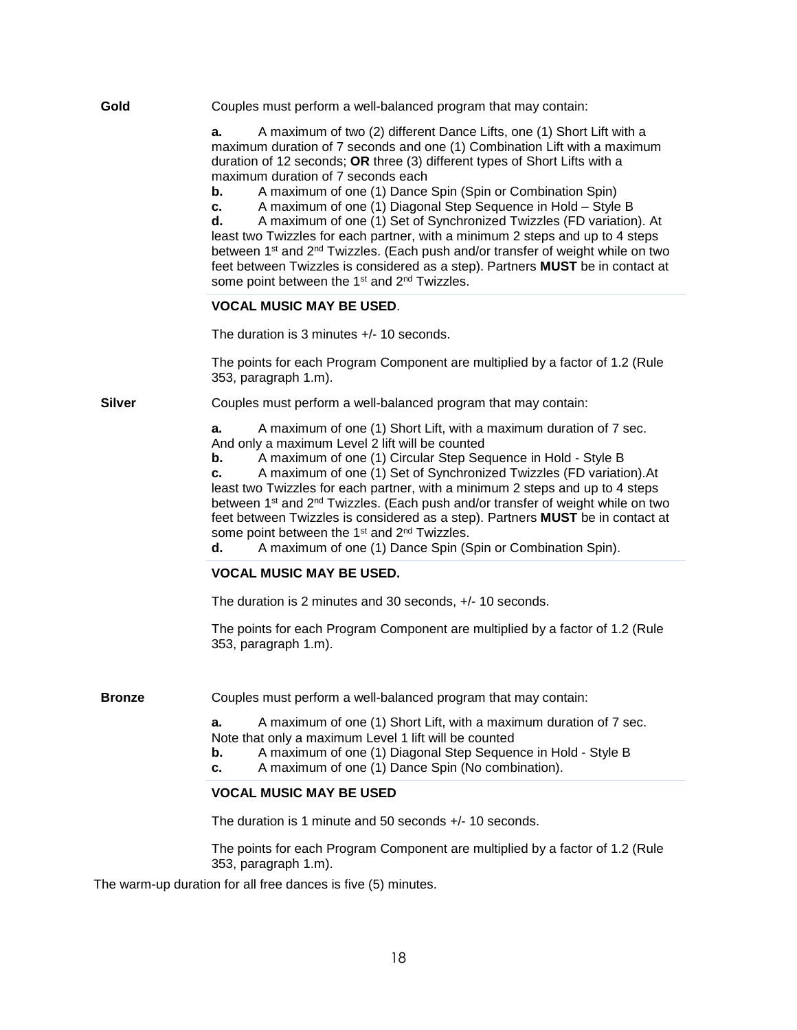**Gold**

Couples must perform a well-balanced program that may contain:

**a.** A maximum of two (2) different Dance Lifts, one (1) Short Lift with a maximum duration of 7 seconds and one (1) Combination Lift with a maximum duration of 12 seconds; **OR** three (3) different types of Short Lifts with a maximum duration of 7 seconds each
**b.** A maximum of one (1) Dance Spin (Spin or Combination Spin)
**c.** A maximum of one (1) Diagonal Step Sequence in Hold – Style B
**d.** A maximum of one (1) Set of Synchronized Twizzles (FD variation). At least two Twizzles for each partner, with a minimum 2 steps and up to 4 steps between 1st and 2nd Twizzles. (Each push and/or transfer of weight while on two feet between Twizzles is considered as a step). Partners **MUST** be in contact at some point between the 1st and 2nd Twizzles.

**VOCAL MUSIC MAY BE USED**.

The duration is 3 minutes +/- 10 seconds.

The points for each Program Component are multiplied by a factor of 1.2 (Rule 353, paragraph 1.m).

**Silver**

Couples must perform a well-balanced program that may contain:

**a.** A maximum of one (1) Short Lift, with a maximum duration of 7 sec. And only a maximum Level 2 lift will be counted
**b.** A maximum of one (1) Circular Step Sequence in Hold - Style B
**c.** A maximum of one (1) Set of Synchronized Twizzles (FD variation).At least two Twizzles for each partner, with a minimum 2 steps and up to 4 steps between 1st and 2nd Twizzles. (Each push and/or transfer of weight while on two feet between Twizzles is considered as a step). Partners **MUST** be in contact at some point between the 1st and 2nd Twizzles.
**d.** A maximum of one (1) Dance Spin (Spin or Combination Spin).

**VOCAL MUSIC MAY BE USED.**

The duration is 2 minutes and 30 seconds, +/- 10 seconds.

The points for each Program Component are multiplied by a factor of 1.2 (Rule 353, paragraph 1.m).

**Bronze**

Couples must perform a well-balanced program that may contain:

**a.** A maximum of one (1) Short Lift, with a maximum duration of 7 sec. Note that only a maximum Level 1 lift will be counted
**b.** A maximum of one (1) Diagonal Step Sequence in Hold - Style B
**c.** A maximum of one (1) Dance Spin (No combination).

**VOCAL MUSIC MAY BE USED**

The duration is 1 minute and 50 seconds +/- 10 seconds.

The points for each Program Component are multiplied by a factor of 1.2 (Rule 353, paragraph 1.m).

The warm-up duration for all free dances is five (5) minutes.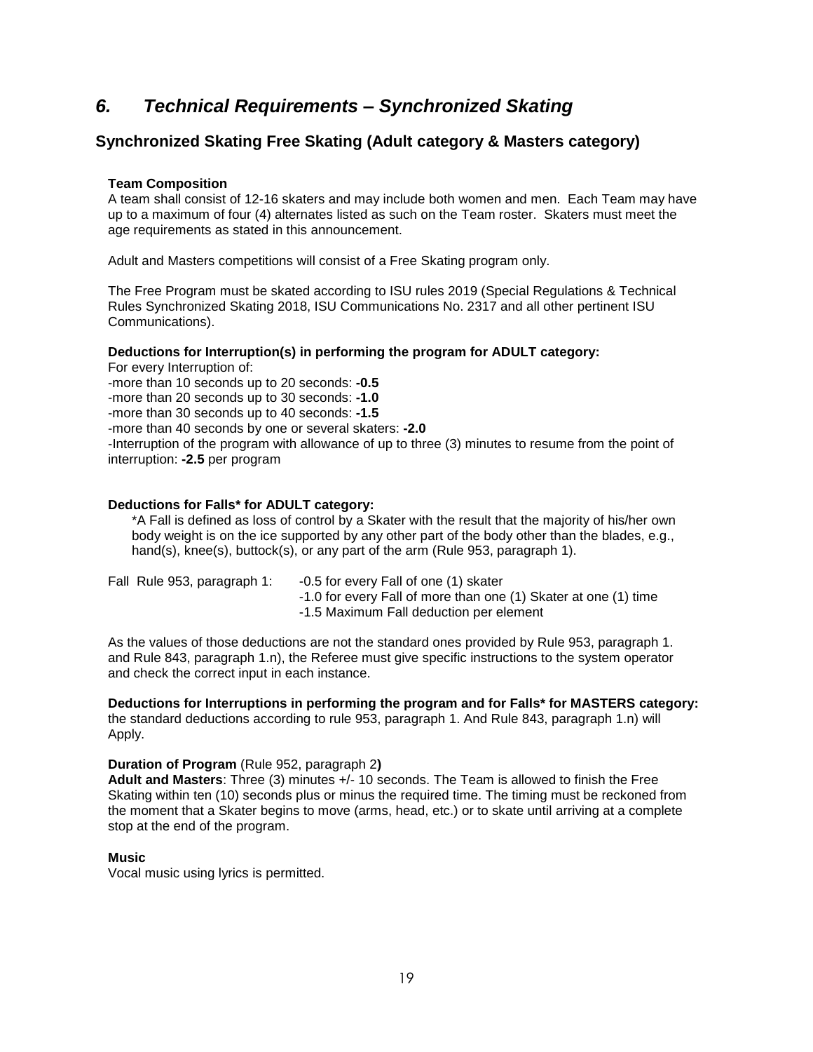## *6. Technical Requirements – Synchronized Skating*

### Synchronized Skating Free Skating (Adult category & Masters category)

**Team Composition**

A team shall consist of 12-16 skaters and may include both women and men. Each Team may have up to a maximum of four (4) alternates listed as such on the Team roster. Skaters must meet the age requirements as stated in this announcement.

Adult and Masters competitions will consist of a Free Skating program only.

The Free Program must be skated according to ISU rules 2019 (Special Regulations & Technical Rules Synchronized Skating 2018, ISU Communications No. 2317 and all other pertinent ISU Communications).

**Deductions for Interruption(s) in performing the program for ADULT category:**

For every Interruption of:
-more than 10 seconds up to 20 seconds: **-0.5**
-more than 20 seconds up to 30 seconds: **-1.0**
-more than 30 seconds up to 40 seconds: **-1.5**
-more than 40 seconds by one or several skaters: **-2.0**
-Interruption of the program with allowance of up to three (3) minutes to resume from the point of interruption: **-2.5** per program

**Deductions for Falls* for ADULT category:**

*A Fall is defined as loss of control by a Skater with the result that the majority of his/her own body weight is on the ice supported by any other part of the body other than the blades, e.g., hand(s), knee(s), buttock(s), or any part of the arm (Rule 953, paragraph 1).

Fall Rule 953, paragraph 1: -0.5 for every Fall of one (1) skater
-1.0 for every Fall of more than one (1) Skater at one (1) time
-1.5 Maximum Fall deduction per element

As the values of those deductions are not the standard ones provided by Rule 953, paragraph 1. and Rule 843, paragraph 1.n), the Referee must give specific instructions to the system operator and check the correct input in each instance.

**Deductions for Interruptions in performing the program and for Falls* for MASTERS category:** the standard deductions according to rule 953, paragraph 1. And Rule 843, paragraph 1.n) will Apply.

**Duration of Program** (Rule 952, paragraph 2**)**

**Adult and Masters**: Three (3) minutes +/- 10 seconds. The Team is allowed to finish the Free Skating within ten (10) seconds plus or minus the required time. The timing must be reckoned from the moment that a Skater begins to move (arms, head, etc.) or to skate until arriving at a complete stop at the end of the program.

**Music**

Vocal music using lyrics is permitted.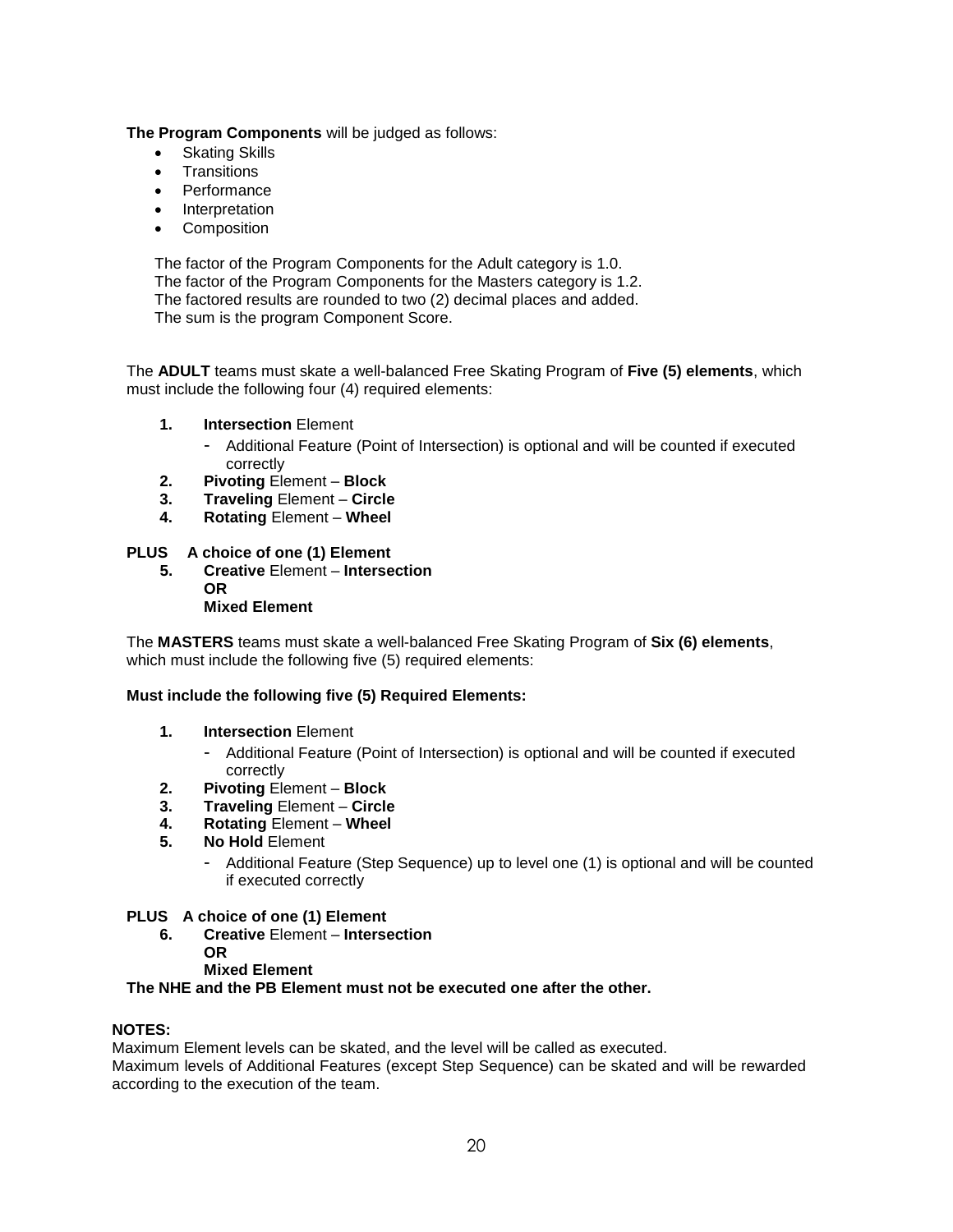**The Program Components** will be judged as follows:

- Skating Skills
- Transitions
- Performance
- Interpretation
- Composition

The factor of the Program Components for the Adult category is 1.0.
The factor of the Program Components for the Masters category is 1.2.
The factored results are rounded to two (2) decimal places and added.
The sum is the program Component Score.

The **ADULT** teams must skate a well-balanced Free Skating Program of **Five (5) elements**, which must include the following four (4) required elements:

1. **Intersection** Element
   - Additional Feature (Point of Intersection) is optional and will be counted if executed correctly
2. **Pivoting** Element – **Block**
3. **Traveling** Element – **Circle**
4. **Rotating** Element – **Wheel**

**PLUS A choice of one (1) Element**

5. **Creative** Element – **Intersection**
   **OR**
   **Mixed Element**

The **MASTERS** teams must skate a well-balanced Free Skating Program of **Six (6) elements**, which must include the following five (5) required elements:

**Must include the following five (5) Required Elements:**

1. **Intersection** Element
   - Additional Feature (Point of Intersection) is optional and will be counted if executed correctly
2. **Pivoting** Element – **Block**
3. **Traveling** Element – **Circle**
4. **Rotating** Element – **Wheel**
5. **No Hold** Element
   - Additional Feature (Step Sequence) up to level one (1) is optional and will be counted if executed correctly

**PLUS A choice of one (1) Element**

6. **Creative** Element – **Intersection**
   **OR**
   **Mixed Element**

**The NHE and the PB Element must not be executed one after the other.**

**NOTES:**
Maximum Element levels can be skated, and the level will be called as executed.
Maximum levels of Additional Features (except Step Sequence) can be skated and will be rewarded according to the execution of the team.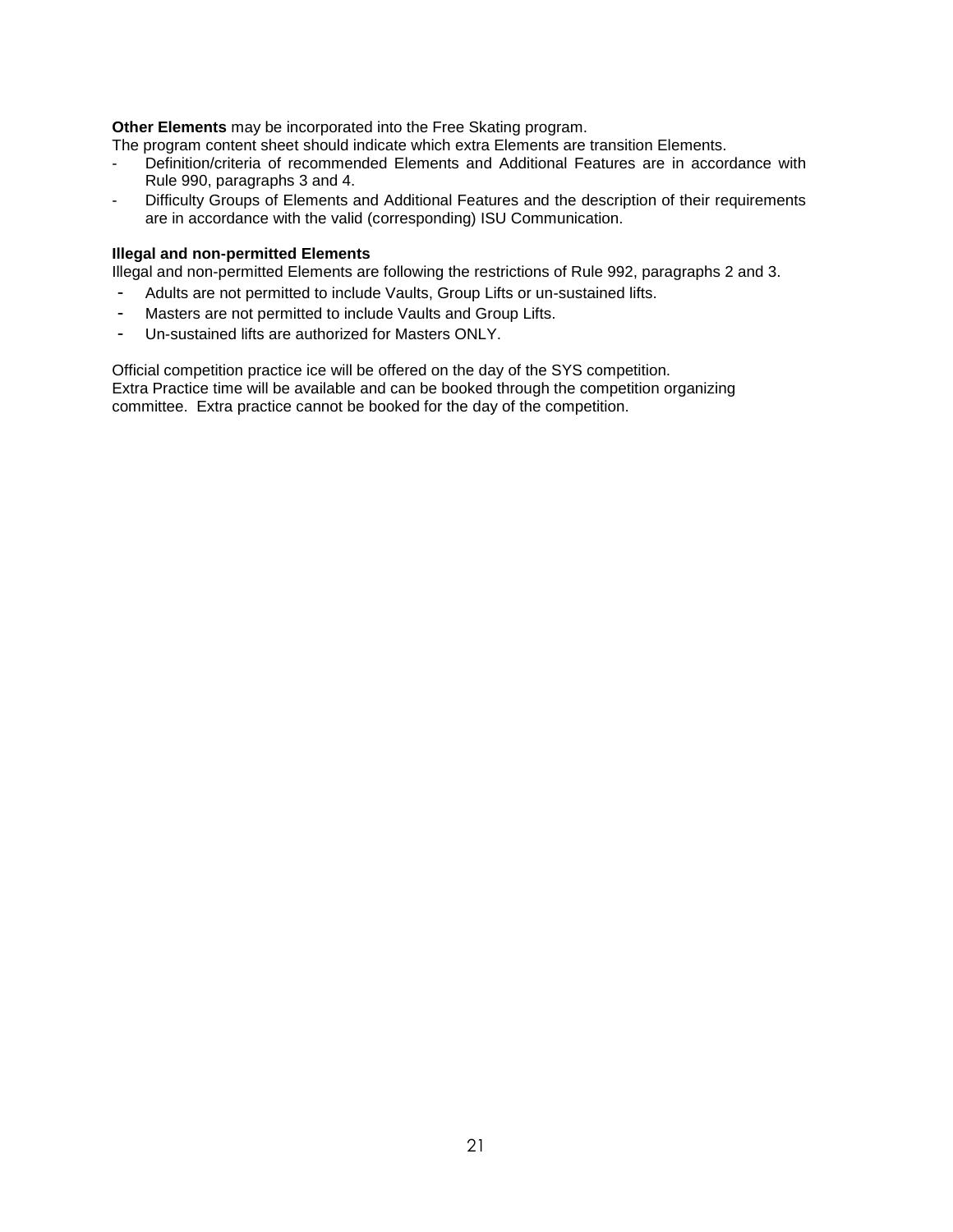**Other Elements** may be incorporated into the Free Skating program.
The program content sheet should indicate which extra Elements are transition Elements.

- Definition/criteria of recommended Elements and Additional Features are in accordance with Rule 990, paragraphs 3 and 4.
- Difficulty Groups of Elements and Additional Features and the description of their requirements are in accordance with the valid (corresponding) ISU Communication.

**Illegal and non-permitted Elements**
Illegal and non-permitted Elements are following the restrictions of Rule 992, paragraphs 2 and 3.

- Adults are not permitted to include Vaults, Group Lifts or un-sustained lifts.
- Masters are not permitted to include Vaults and Group Lifts.
- Un-sustained lifts are authorized for Masters ONLY.

Official competition practice ice will be offered on the day of the SYS competition.
Extra Practice time will be available and can be booked through the competition organizing committee. Extra practice cannot be booked for the day of the competition.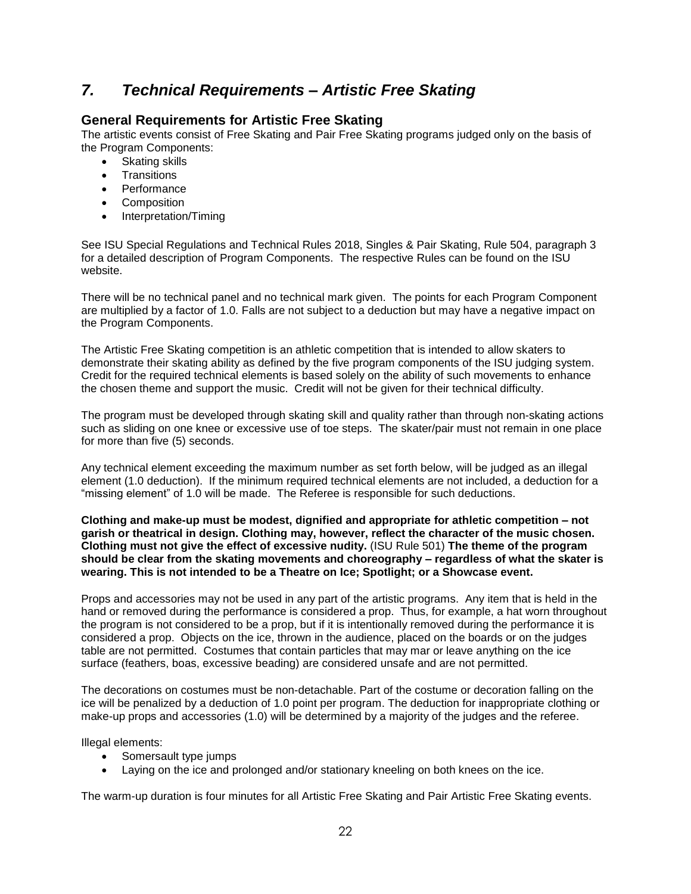# *7. Technical Requirements – Artistic Free Skating*

## General Requirements for Artistic Free Skating

The artistic events consist of Free Skating and Pair Free Skating programs judged only on the basis of the Program Components:

- Skating skills
- Transitions
- Performance
- Composition
- Interpretation/Timing

See ISU Special Regulations and Technical Rules 2018, Singles & Pair Skating, Rule 504, paragraph 3 for a detailed description of Program Components. The respective Rules can be found on the ISU website.

There will be no technical panel and no technical mark given. The points for each Program Component are multiplied by a factor of 1.0. Falls are not subject to a deduction but may have a negative impact on the Program Components.

The Artistic Free Skating competition is an athletic competition that is intended to allow skaters to demonstrate their skating ability as defined by the five program components of the ISU judging system. Credit for the required technical elements is based solely on the ability of such movements to enhance the chosen theme and support the music. Credit will not be given for their technical difficulty.

The program must be developed through skating skill and quality rather than through non-skating actions such as sliding on one knee or excessive use of toe steps. The skater/pair must not remain in one place for more than five (5) seconds.

Any technical element exceeding the maximum number as set forth below, will be judged as an illegal element (1.0 deduction). If the minimum required technical elements are not included, a deduction for a "missing element" of 1.0 will be made. The Referee is responsible for such deductions.

**Clothing and make-up must be modest, dignified and appropriate for athletic competition – not garish or theatrical in design. Clothing may, however, reflect the character of the music chosen. Clothing must not give the effect of excessive nudity.** (ISU Rule 501) **The theme of the program should be clear from the skating movements and choreography – regardless of what the skater is wearing. This is not intended to be a Theatre on Ice; Spotlight; or a Showcase event.**

Props and accessories may not be used in any part of the artistic programs. Any item that is held in the hand or removed during the performance is considered a prop. Thus, for example, a hat worn throughout the program is not considered to be a prop, but if it is intentionally removed during the performance it is considered a prop. Objects on the ice, thrown in the audience, placed on the boards or on the judges table are not permitted. Costumes that contain particles that may mar or leave anything on the ice surface (feathers, boas, excessive beading) are considered unsafe and are not permitted.

The decorations on costumes must be non-detachable. Part of the costume or decoration falling on the ice will be penalized by a deduction of 1.0 point per program. The deduction for inappropriate clothing or make-up props and accessories (1.0) will be determined by a majority of the judges and the referee.

Illegal elements:

- Somersault type jumps
- Laying on the ice and prolonged and/or stationary kneeling on both knees on the ice.

The warm-up duration is four minutes for all Artistic Free Skating and Pair Artistic Free Skating events.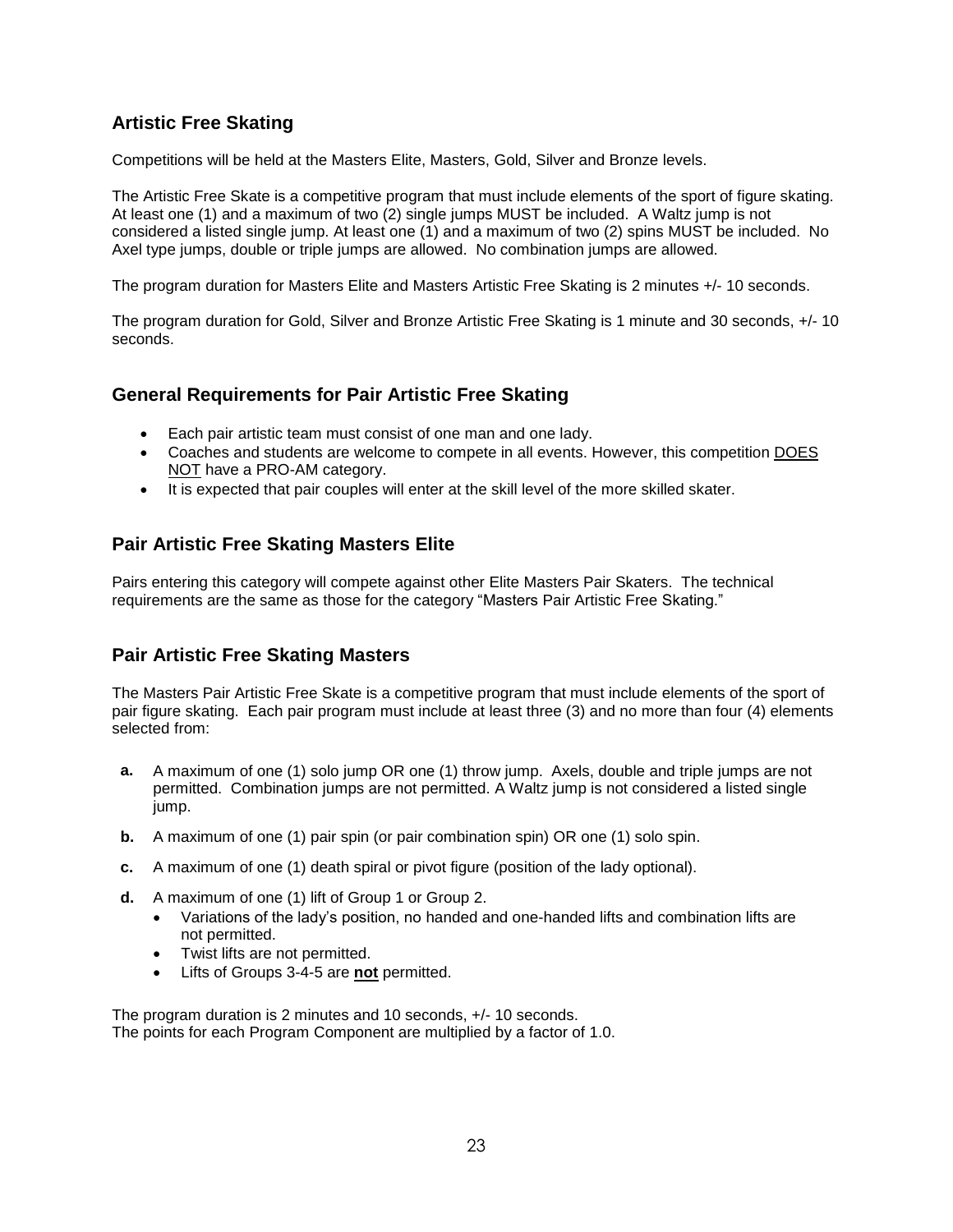## Artistic Free Skating

Competitions will be held at the Masters Elite, Masters, Gold, Silver and Bronze levels.

The Artistic Free Skate is a competitive program that must include elements of the sport of figure skating. At least one (1) and a maximum of two (2) single jumps MUST be included. A Waltz jump is not considered a listed single jump. At least one (1) and a maximum of two (2) spins MUST be included. No Axel type jumps, double or triple jumps are allowed. No combination jumps are allowed.

The program duration for Masters Elite and Masters Artistic Free Skating is 2 minutes +/- 10 seconds.

The program duration for Gold, Silver and Bronze Artistic Free Skating is 1 minute and 30 seconds, +/- 10 seconds.

## General Requirements for Pair Artistic Free Skating

- Each pair artistic team must consist of one man and one lady.
- Coaches and students are welcome to compete in all events. However, this competition <u>DOES NOT</u> have a PRO-AM category.
- It is expected that pair couples will enter at the skill level of the more skilled skater.

## Pair Artistic Free Skating Masters Elite

Pairs entering this category will compete against other Elite Masters Pair Skaters. The technical requirements are the same as those for the category "Masters Pair Artistic Free Skating."

## Pair Artistic Free Skating Masters

The Masters Pair Artistic Free Skate is a competitive program that must include elements of the sport of pair figure skating. Each pair program must include at least three (3) and no more than four (4) elements selected from:

- **a.** A maximum of one (1) solo jump OR one (1) throw jump. Axels, double and triple jumps are not permitted. Combination jumps are not permitted. A Waltz jump is not considered a listed single jump.
- **b.** A maximum of one (1) pair spin (or pair combination spin) OR one (1) solo spin.
- **c.** A maximum of one (1) death spiral or pivot figure (position of the lady optional).
- **d.** A maximum of one (1) lift of Group 1 or Group 2.
  - Variations of the lady's position, no handed and one-handed lifts and combination lifts are not permitted.
  - Twist lifts are not permitted.
  - Lifts of Groups 3-4-5 are <u>**not**</u> permitted.

The program duration is 2 minutes and 10 seconds, +/- 10 seconds.
The points for each Program Component are multiplied by a factor of 1.0.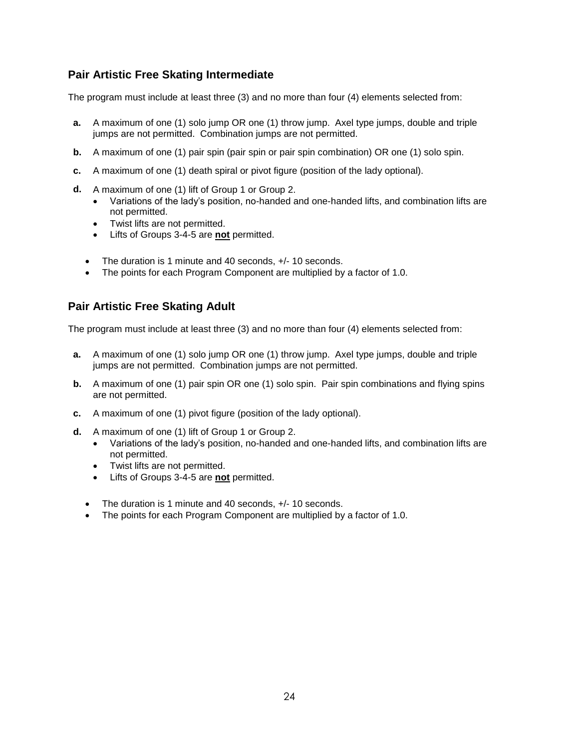## Pair Artistic Free Skating Intermediate

The program must include at least three (3) and no more than four (4) elements selected from:

**a.** A maximum of one (1) solo jump OR one (1) throw jump. Axel type jumps, double and triple jumps are not permitted. Combination jumps are not permitted.

**b.** A maximum of one (1) pair spin (pair spin or pair spin combination) OR one (1) solo spin.

**c.** A maximum of one (1) death spiral or pivot figure (position of the lady optional).

**d.** A maximum of one (1) lift of Group 1 or Group 2.
- Variations of the lady's position, no-handed and one-handed lifts, and combination lifts are not permitted.
- Twist lifts are not permitted.
- Lifts of Groups 3-4-5 are **<u>not</u>** permitted.

- The duration is 1 minute and 40 seconds, +/- 10 seconds.
- The points for each Program Component are multiplied by a factor of 1.0.

## Pair Artistic Free Skating Adult

The program must include at least three (3) and no more than four (4) elements selected from:

**a.** A maximum of one (1) solo jump OR one (1) throw jump. Axel type jumps, double and triple jumps are not permitted. Combination jumps are not permitted.

**b.** A maximum of one (1) pair spin OR one (1) solo spin. Pair spin combinations and flying spins are not permitted.

**c.** A maximum of one (1) pivot figure (position of the lady optional).

**d.** A maximum of one (1) lift of Group 1 or Group 2.
- Variations of the lady's position, no-handed and one-handed lifts, and combination lifts are not permitted.
- Twist lifts are not permitted.
- Lifts of Groups 3-4-5 are **<u>not</u>** permitted.

- The duration is 1 minute and 40 seconds, +/- 10 seconds.
- The points for each Program Component are multiplied by a factor of 1.0.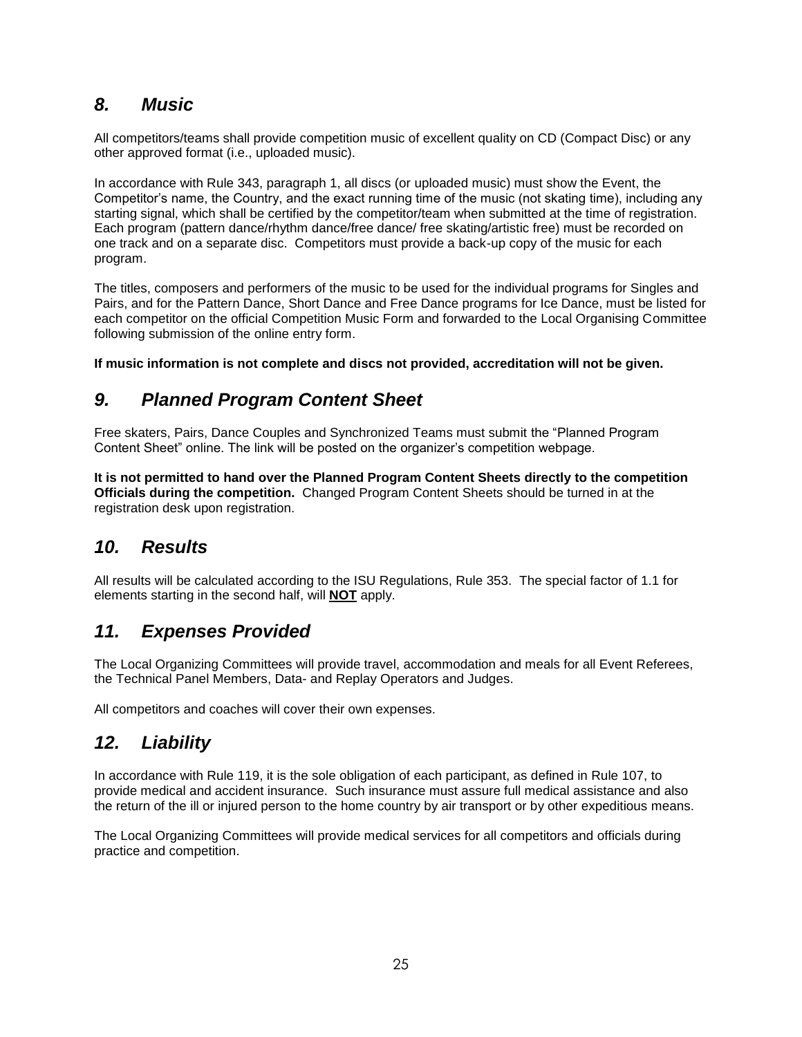## *8. Music*

All competitors/teams shall provide competition music of excellent quality on CD (Compact Disc) or any other approved format (i.e., uploaded music).

In accordance with Rule 343, paragraph 1, all discs (or uploaded music) must show the Event, the Competitor's name, the Country, and the exact running time of the music (not skating time), including any starting signal, which shall be certified by the competitor/team when submitted at the time of registration. Each program (pattern dance/rhythm dance/free dance/ free skating/artistic free) must be recorded on one track and on a separate disc. Competitors must provide a back-up copy of the music for each program.

The titles, composers and performers of the music to be used for the individual programs for Singles and Pairs, and for the Pattern Dance, Short Dance and Free Dance programs for Ice Dance, must be listed for each competitor on the official Competition Music Form and forwarded to the Local Organising Committee following submission of the online entry form.

**If music information is not complete and discs not provided, accreditation will not be given.**

## *9. Planned Program Content Sheet*

Free skaters, Pairs, Dance Couples and Synchronized Teams must submit the "Planned Program Content Sheet" online. The link will be posted on the organizer's competition webpage.

**It is not permitted to hand over the Planned Program Content Sheets directly to the competition Officials during the competition.** Changed Program Content Sheets should be turned in at the registration desk upon registration.

## *10. Results*

All results will be calculated according to the ISU Regulations, Rule 353. The special factor of 1.1 for elements starting in the second half, will **NOT** apply.

## *11. Expenses Provided*

The Local Organizing Committees will provide travel, accommodation and meals for all Event Referees, the Technical Panel Members, Data- and Replay Operators and Judges.

All competitors and coaches will cover their own expenses.

## *12. Liability*

In accordance with Rule 119, it is the sole obligation of each participant, as defined in Rule 107, to provide medical and accident insurance. Such insurance must assure full medical assistance and also the return of the ill or injured person to the home country by air transport or by other expeditious means.

The Local Organizing Committees will provide medical services for all competitors and officials during practice and competition.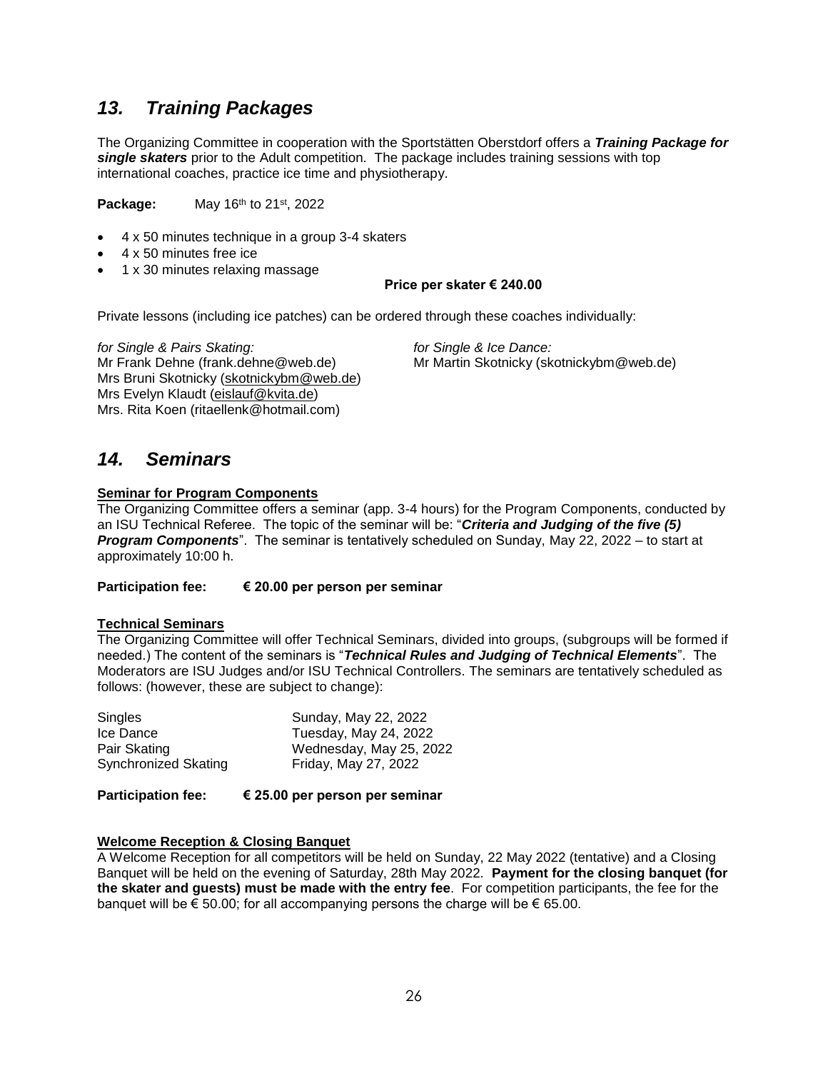## *13. Training Packages*

The Organizing Committee in cooperation with the Sportstätten Oberstdorf offers a ***Training Package for single skaters*** prior to the Adult competition. The package includes training sessions with top international coaches, practice ice time and physiotherapy.

**Package:** May 16th to 21st, 2022

- 4 x 50 minutes technique in a group 3-4 skaters
- 4 x 50 minutes free ice
- 1 x 30 minutes relaxing massage

**Price per skater € 240.00**

Private lessons (including ice patches) can be ordered through these coaches individually:

*for Single & Pairs Skating:*
Mr Frank Dehne (frank.dehne@web.de)
Mrs Bruni Skotnicky (skotnickybm@web.de)
Mrs Evelyn Klaudt (eislauf@kvita.de)
Mrs. Rita Koen (ritaellenk@hotmail.com)

*for Single & Ice Dance:*
Mr Martin Skotnicky (skotnickybm@web.de)

## *14. Seminars*

**Seminar for Program Components**

The Organizing Committee offers a seminar (app. 3-4 hours) for the Program Components, conducted by an ISU Technical Referee. The topic of the seminar will be: "***Criteria and Judging of the five (5) Program Components***". The seminar is tentatively scheduled on Sunday, May 22, 2022 – to start at approximately 10:00 h.

**Participation fee: € 20.00 per person per seminar**

**Technical Seminars**

The Organizing Committee will offer Technical Seminars, divided into groups, (subgroups will be formed if needed.) The content of the seminars is "***Technical Rules and Judging of Technical Elements***". The Moderators are ISU Judges and/or ISU Technical Controllers. The seminars are tentatively scheduled as follows: (however, these are subject to change):

| | |
|---|---|
| Singles | Sunday, May 22, 2022 |
| Ice Dance | Tuesday, May 24, 2022 |
| Pair Skating | Wednesday, May 25, 2022 |
| Synchronized Skating | Friday, May 27, 2022 |

**Participation fee: € 25.00 per person per seminar**

**Welcome Reception & Closing Banquet**

A Welcome Reception for all competitors will be held on Sunday, 22 May 2022 (tentative) and a Closing Banquet will be held on the evening of Saturday, 28th May 2022. **Payment for the closing banquet (for the skater and guests) must be made with the entry fee**. For competition participants, the fee for the banquet will be € 50.00; for all accompanying persons the charge will be € 65.00.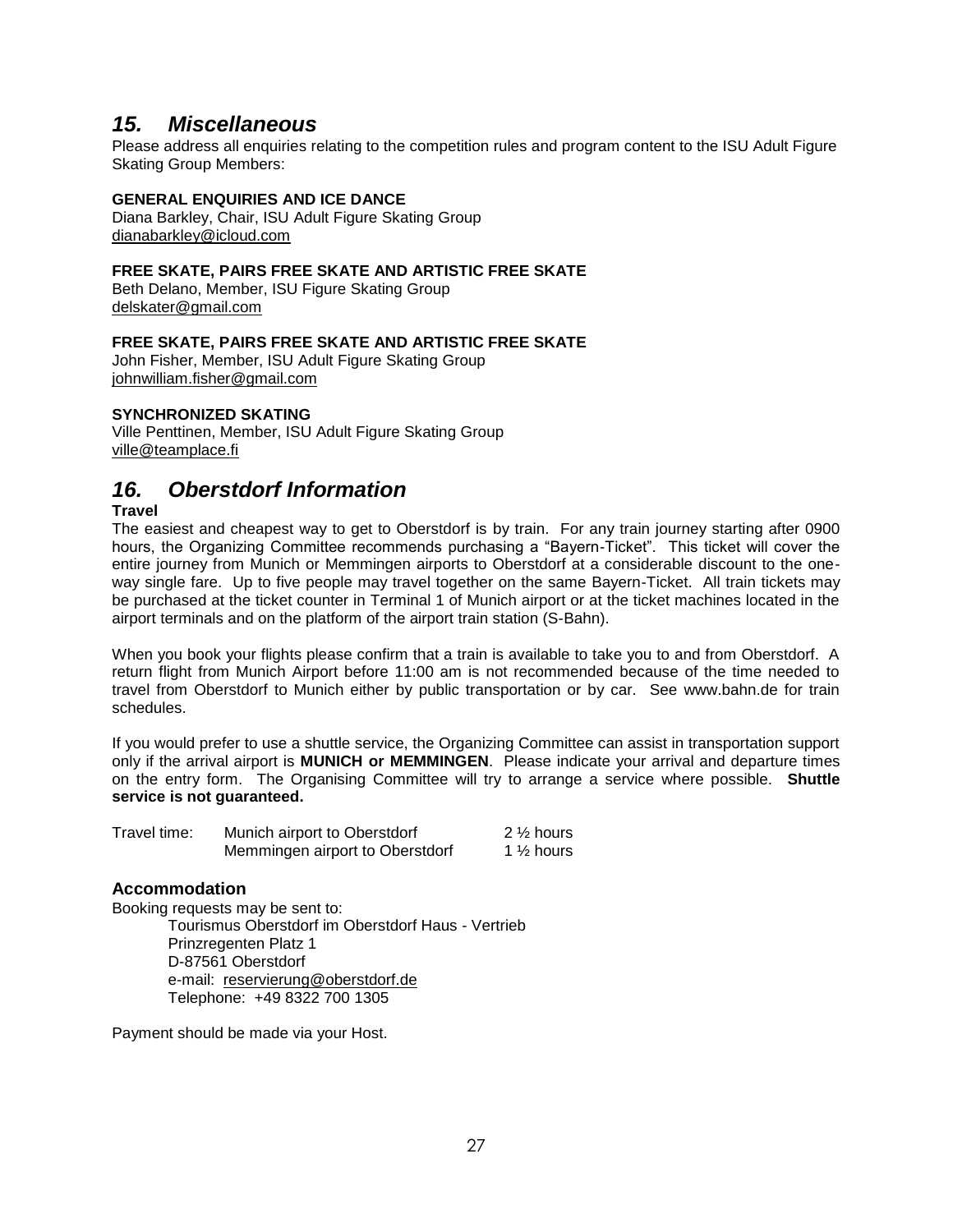## *15. Miscellaneous*

Please address all enquiries relating to the competition rules and program content to the ISU Adult Figure Skating Group Members:

**GENERAL ENQUIRIES AND ICE DANCE**
Diana Barkley, Chair, ISU Adult Figure Skating Group
dianabarkley@icloud.com

**FREE SKATE, PAIRS FREE SKATE AND ARTISTIC FREE SKATE**
Beth Delano, Member, ISU Figure Skating Group
delskater@gmail.com

**FREE SKATE, PAIRS FREE SKATE AND ARTISTIC FREE SKATE**
John Fisher, Member, ISU Adult Figure Skating Group
johnwilliam.fisher@gmail.com

**SYNCHRONIZED SKATING**
Ville Penttinen, Member, ISU Adult Figure Skating Group
ville@teamplace.fi

## *16. Oberstdorf Information*

**Travel**

The easiest and cheapest way to get to Oberstdorf is by train. For any train journey starting after 0900 hours, the Organizing Committee recommends purchasing a "Bayern-Ticket". This ticket will cover the entire journey from Munich or Memmingen airports to Oberstdorf at a considerable discount to the one-way single fare. Up to five people may travel together on the same Bayern-Ticket. All train tickets may be purchased at the ticket counter in Terminal 1 of Munich airport or at the ticket machines located in the airport terminals and on the platform of the airport train station (S-Bahn).

When you book your flights please confirm that a train is available to take you to and from Oberstdorf. A return flight from Munich Airport before 11:00 am is not recommended because of the time needed to travel from Oberstdorf to Munich either by public transportation or by car. See www.bahn.de for train schedules.

If you would prefer to use a shuttle service, the Organizing Committee can assist in transportation support only if the arrival airport is **MUNICH or MEMMINGEN**. Please indicate your arrival and departure times on the entry form. The Organising Committee will try to arrange a service where possible. **Shuttle service is not guaranteed.**

| | | |
|---|---|---|
| Travel time: | Munich airport to Oberstdorf | 2 ½ hours |
| | Memmingen airport to Oberstdorf | 1 ½ hours |

### Accommodation

Booking requests may be sent to:

Tourismus Oberstdorf im Oberstdorf Haus - Vertrieb
Prinzregenten Platz 1
D-87561 Oberstdorf
e-mail: reservierung@oberstdorf.de
Telephone: +49 8322 700 1305

Payment should be made via your Host.